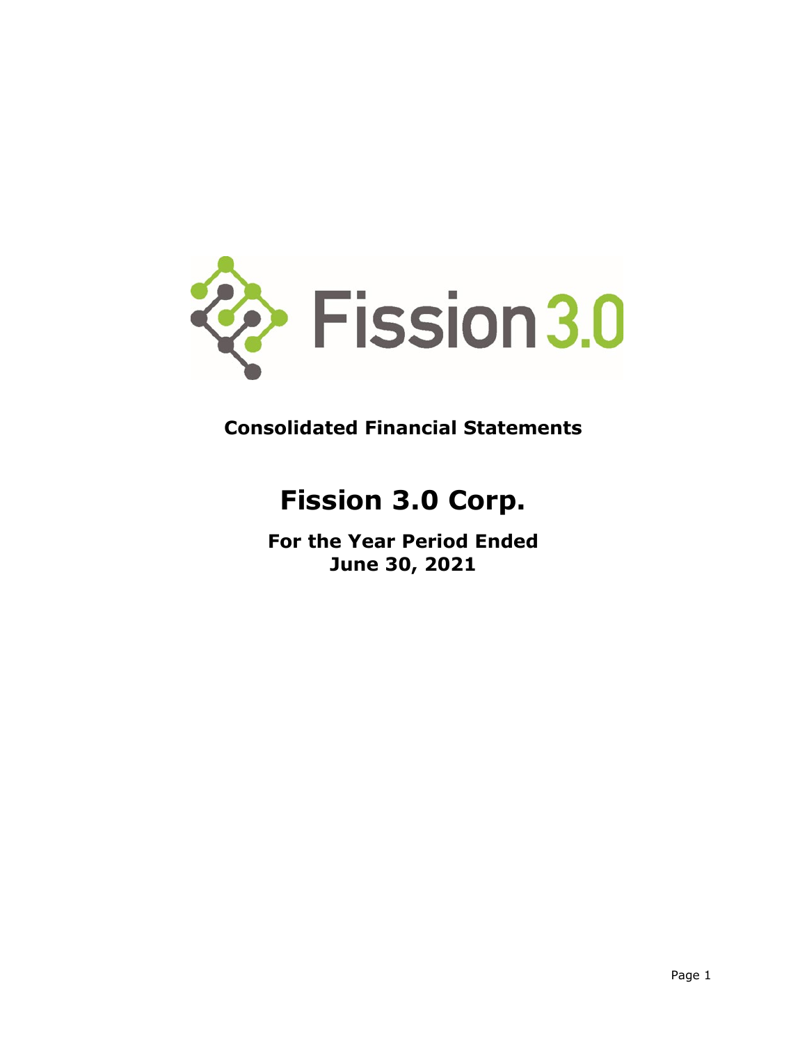Fission 3.0

# Consolidated Financial Statements

# Fission 3.0 Corp.

**For the Year Period Ended**
**June 30, 2021**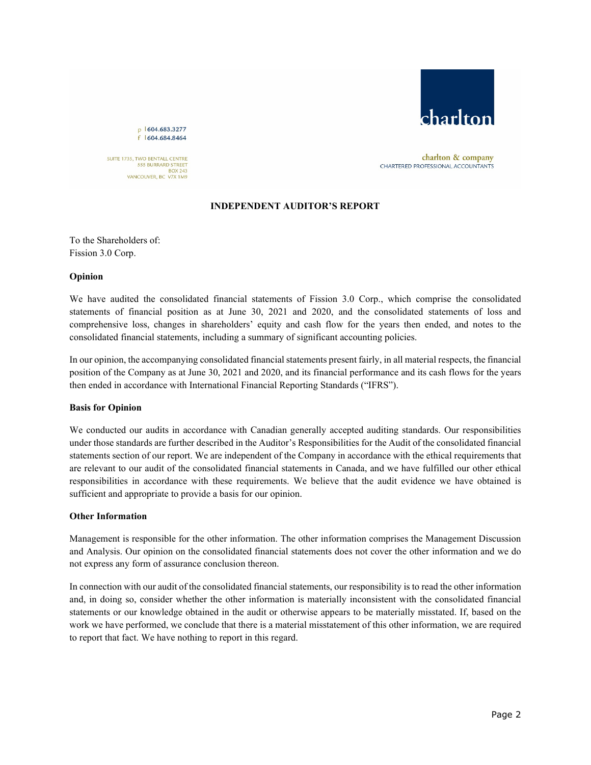p | 604.683.3277
f | 604.684.8464

SUITE 1735, TWO BENTALL CENTRE
555 BURRARD STREET
BOX 243
VANCOUVER, BC V7X 1M9

charlton

charlton & company
CHARTERED PROFESSIONAL ACCOUNTANTS

# INDEPENDENT AUDITOR'S REPORT

To the Shareholders of:
Fission 3.0 Corp.

## Opinion

We have audited the consolidated financial statements of Fission 3.0 Corp., which comprise the consolidated statements of financial position as at June 30, 2021 and 2020, and the consolidated statements of loss and comprehensive loss, changes in shareholders' equity and cash flow for the years then ended, and notes to the consolidated financial statements, including a summary of significant accounting policies.

In our opinion, the accompanying consolidated financial statements present fairly, in all material respects, the financial position of the Company as at June 30, 2021 and 2020, and its financial performance and its cash flows for the years then ended in accordance with International Financial Reporting Standards ("IFRS").

## Basis for Opinion

We conducted our audits in accordance with Canadian generally accepted auditing standards. Our responsibilities under those standards are further described in the Auditor's Responsibilities for the Audit of the consolidated financial statements section of our report. We are independent of the Company in accordance with the ethical requirements that are relevant to our audit of the consolidated financial statements in Canada, and we have fulfilled our other ethical responsibilities in accordance with these requirements. We believe that the audit evidence we have obtained is sufficient and appropriate to provide a basis for our opinion.

## Other Information

Management is responsible for the other information. The other information comprises the Management Discussion and Analysis. Our opinion on the consolidated financial statements does not cover the other information and we do not express any form of assurance conclusion thereon.

In connection with our audit of the consolidated financial statements, our responsibility is to read the other information and, in doing so, consider whether the other information is materially inconsistent with the consolidated financial statements or our knowledge obtained in the audit or otherwise appears to be materially misstated. If, based on the work we have performed, we conclude that there is a material misstatement of this other information, we are required to report that fact. We have nothing to report in this regard.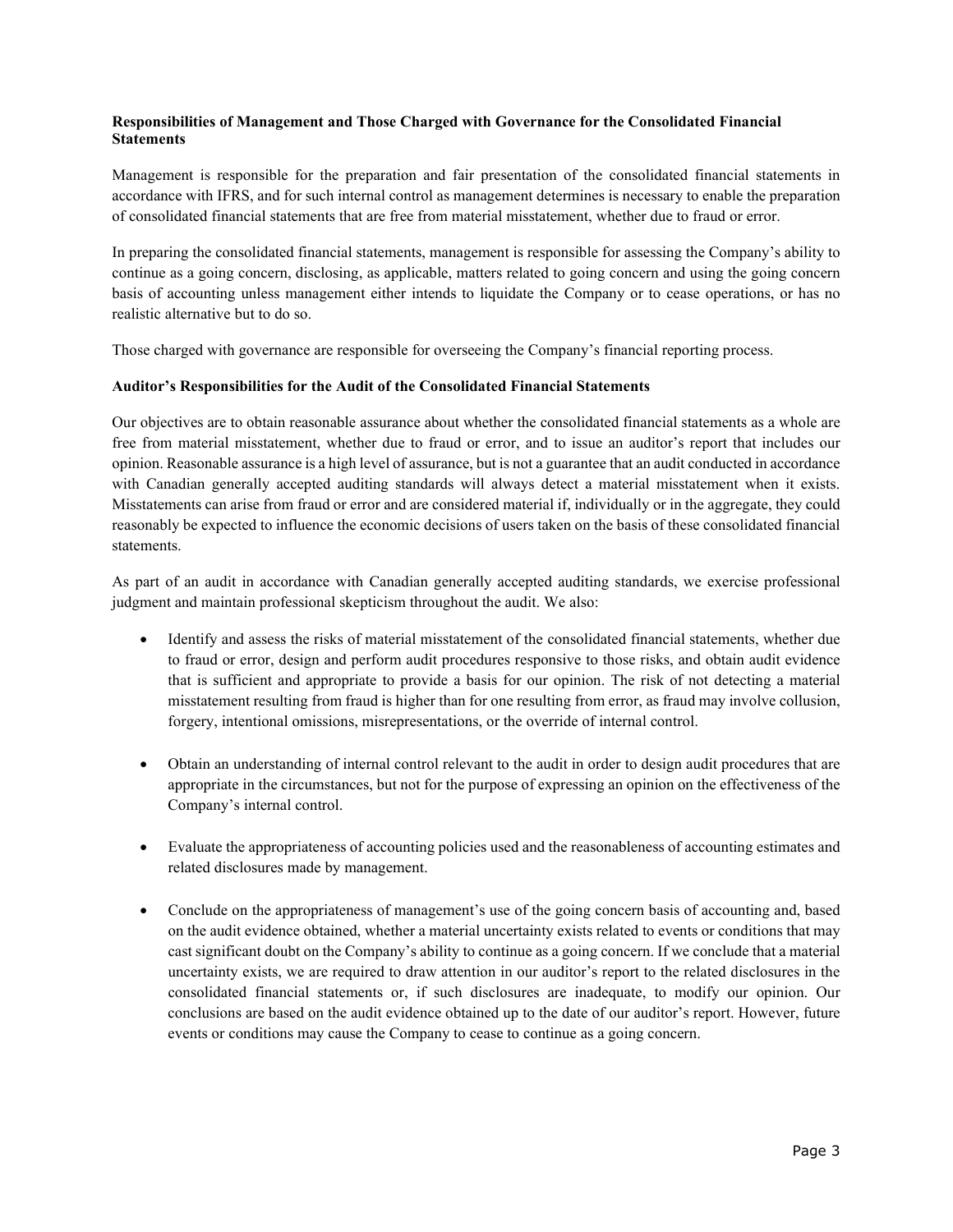**Responsibilities of Management and Those Charged with Governance for the Consolidated Financial Statements**

Management is responsible for the preparation and fair presentation of the consolidated financial statements in accordance with IFRS, and for such internal control as management determines is necessary to enable the preparation of consolidated financial statements that are free from material misstatement, whether due to fraud or error.

In preparing the consolidated financial statements, management is responsible for assessing the Company's ability to continue as a going concern, disclosing, as applicable, matters related to going concern and using the going concern basis of accounting unless management either intends to liquidate the Company or to cease operations, or has no realistic alternative but to do so.

Those charged with governance are responsible for overseeing the Company's financial reporting process.

**Auditor's Responsibilities for the Audit of the Consolidated Financial Statements**

Our objectives are to obtain reasonable assurance about whether the consolidated financial statements as a whole are free from material misstatement, whether due to fraud or error, and to issue an auditor's report that includes our opinion. Reasonable assurance is a high level of assurance, but is not a guarantee that an audit conducted in accordance with Canadian generally accepted auditing standards will always detect a material misstatement when it exists. Misstatements can arise from fraud or error and are considered material if, individually or in the aggregate, they could reasonably be expected to influence the economic decisions of users taken on the basis of these consolidated financial statements.

As part of an audit in accordance with Canadian generally accepted auditing standards, we exercise professional judgment and maintain professional skepticism throughout the audit. We also:

- Identify and assess the risks of material misstatement of the consolidated financial statements, whether due to fraud or error, design and perform audit procedures responsive to those risks, and obtain audit evidence that is sufficient and appropriate to provide a basis for our opinion. The risk of not detecting a material misstatement resulting from fraud is higher than for one resulting from error, as fraud may involve collusion, forgery, intentional omissions, misrepresentations, or the override of internal control.

- Obtain an understanding of internal control relevant to the audit in order to design audit procedures that are appropriate in the circumstances, but not for the purpose of expressing an opinion on the effectiveness of the Company's internal control.

- Evaluate the appropriateness of accounting policies used and the reasonableness of accounting estimates and related disclosures made by management.

- Conclude on the appropriateness of management's use of the going concern basis of accounting and, based on the audit evidence obtained, whether a material uncertainty exists related to events or conditions that may cast significant doubt on the Company's ability to continue as a going concern. If we conclude that a material uncertainty exists, we are required to draw attention in our auditor's report to the related disclosures in the consolidated financial statements or, if such disclosures are inadequate, to modify our opinion. Our conclusions are based on the audit evidence obtained up to the date of our auditor's report. However, future events or conditions may cause the Company to cease to continue as a going concern.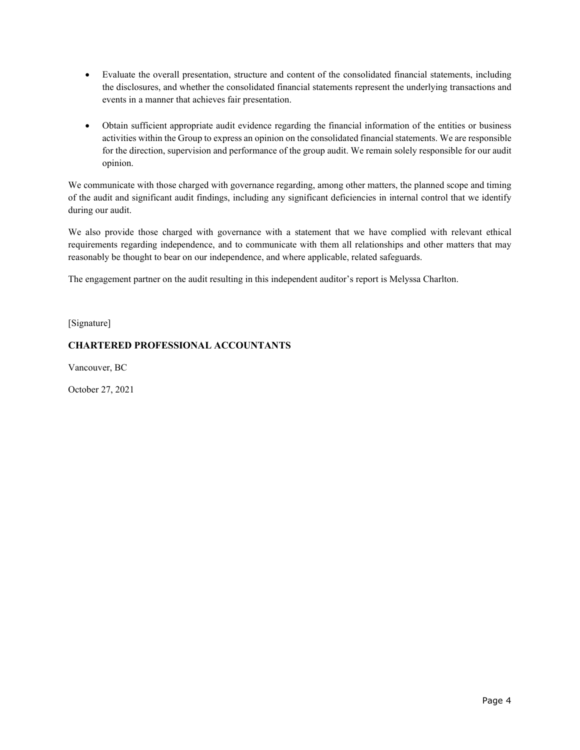- Evaluate the overall presentation, structure and content of the consolidated financial statements, including the disclosures, and whether the consolidated financial statements represent the underlying transactions and events in a manner that achieves fair presentation.

- Obtain sufficient appropriate audit evidence regarding the financial information of the entities or business activities within the Group to express an opinion on the consolidated financial statements. We are responsible for the direction, supervision and performance of the group audit. We remain solely responsible for our audit opinion.

We communicate with those charged with governance regarding, among other matters, the planned scope and timing of the audit and significant audit findings, including any significant deficiencies in internal control that we identify during our audit.

We also provide those charged with governance with a statement that we have complied with relevant ethical requirements regarding independence, and to communicate with them all relationships and other matters that may reasonably be thought to bear on our independence, and where applicable, related safeguards.

The engagement partner on the audit resulting in this independent auditor's report is Melyssa Charlton.

[Signature]

**CHARTERED PROFESSIONAL ACCOUNTANTS**

Vancouver, BC

October 27, 2021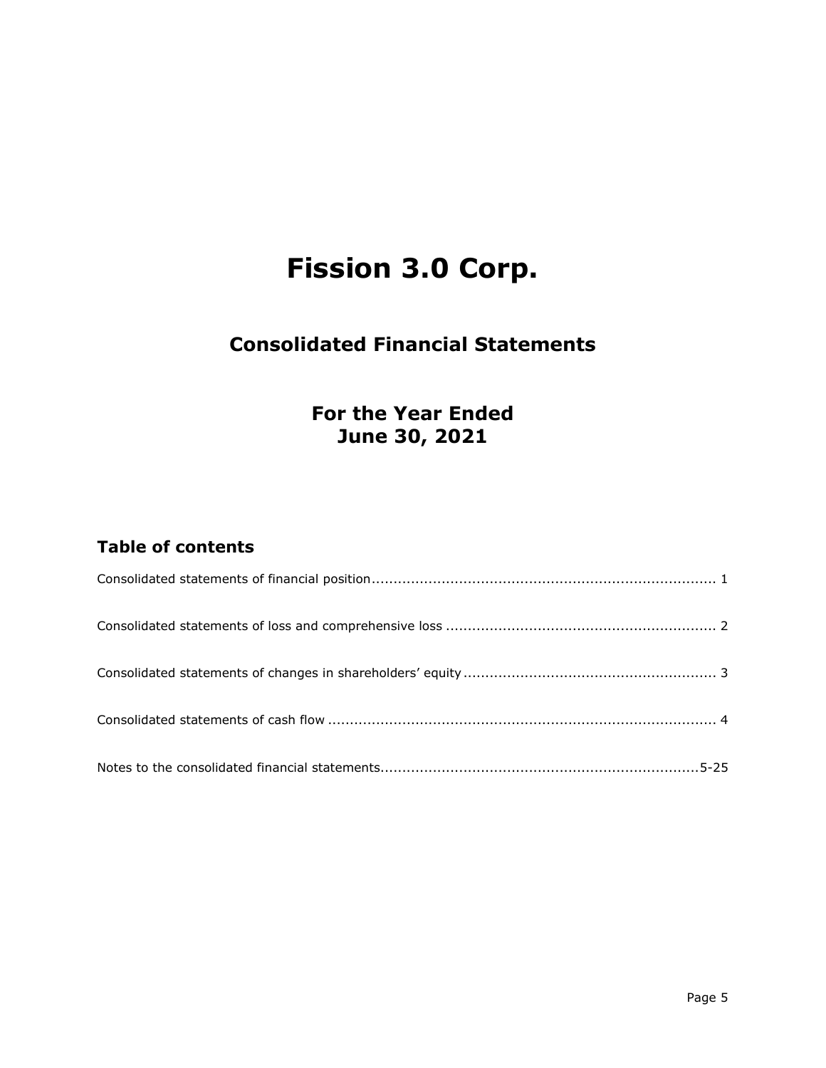# Fission 3.0 Corp.

## Consolidated Financial Statements

## For the Year Ended June 30, 2021

### Table of contents

| | |
|---|---|
| Consolidated statements of financial position | 1 |
| Consolidated statements of loss and comprehensive loss | 2 |
| Consolidated statements of changes in shareholders' equity | 3 |
| Consolidated statements of cash flow | 4 |
| Notes to the consolidated financial statements | 5-25 |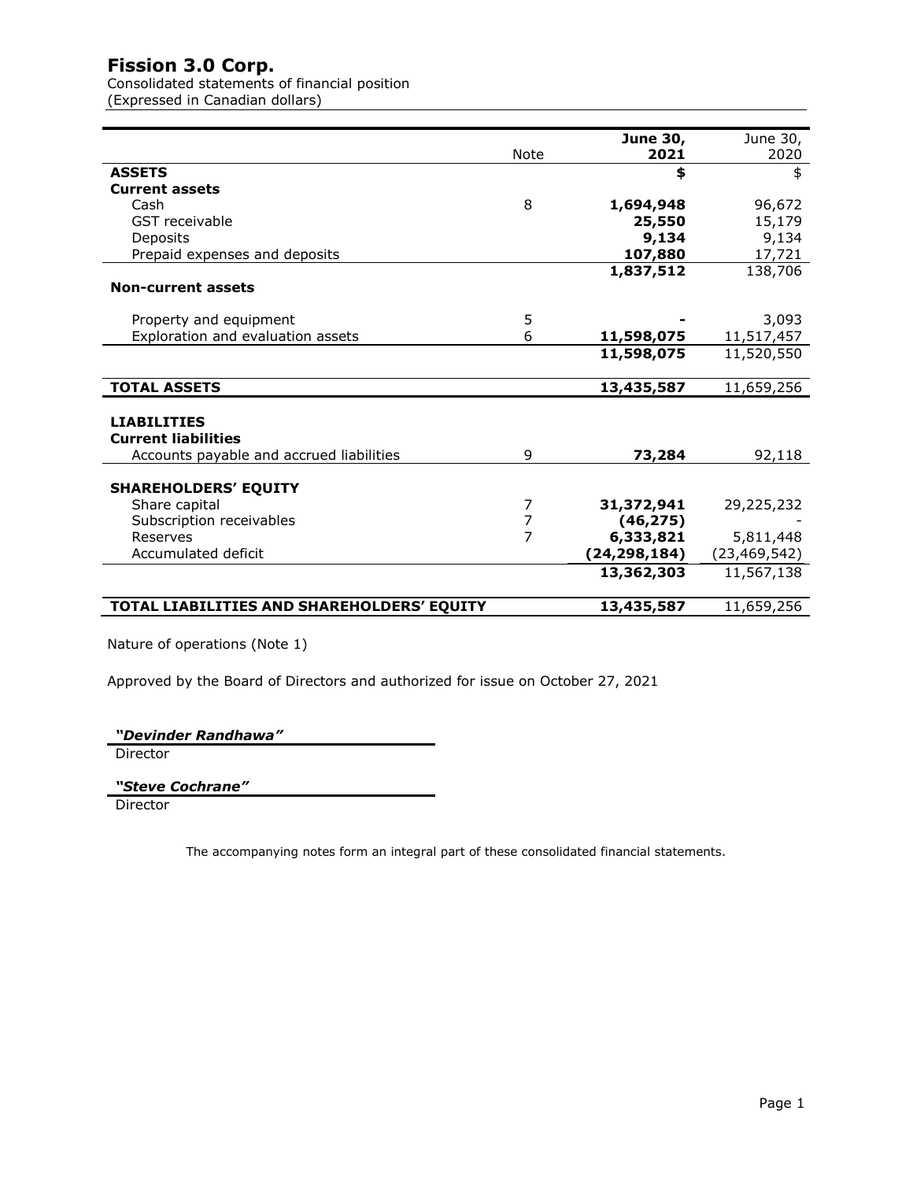# Fission 3.0 Corp.

Consolidated statements of financial position
(Expressed in Canadian dollars)

| | Note | **June 30, 2021** | June 30, 2020 |
|---|---|---|---|
| **ASSETS** | | **$** | $ |
| **Current assets** | | | |
| Cash | 8 | **1,694,948** | 96,672 |
| GST receivable | | **25,550** | 15,179 |
| Deposits | | **9,134** | 9,134 |
| Prepaid expenses and deposits | | **107,880** | 17,721 |
| | | **1,837,512** | 138,706 |
| **Non-current assets** | | | |
| Property and equipment | 5 | **-** | 3,093 |
| Exploration and evaluation assets | 6 | **11,598,075** | 11,517,457 |
| | | **11,598,075** | 11,520,550 |
| **TOTAL ASSETS** | | **13,435,587** | 11,659,256 |
| | | | |
| **LIABILITIES** | | | |
| **Current liabilities** | | | |
| Accounts payable and accrued liabilities | 9 | **73,284** | 92,118 |
| | | | |
| **SHAREHOLDERS' EQUITY** | | | |
| Share capital | 7 | **31,372,941** | 29,225,232 |
| Subscription receivables | 7 | **(46,275)** | - |
| Reserves | 7 | **6,333,821** | 5,811,448 |
| Accumulated deficit | | **(24,298,184)** | (23,469,542) |
| | | **13,362,303** | 11,567,138 |
| | | | |
| **TOTAL LIABILITIES AND SHAREHOLDERS' EQUITY** | | **13,435,587** | 11,659,256 |

Nature of operations (Note 1)

Approved by the Board of Directors and authorized for issue on October 27, 2021

***"Devinder Randhawa"***
Director

***"Steve Cochrane"***
Director

The accompanying notes form an integral part of these consolidated financial statements.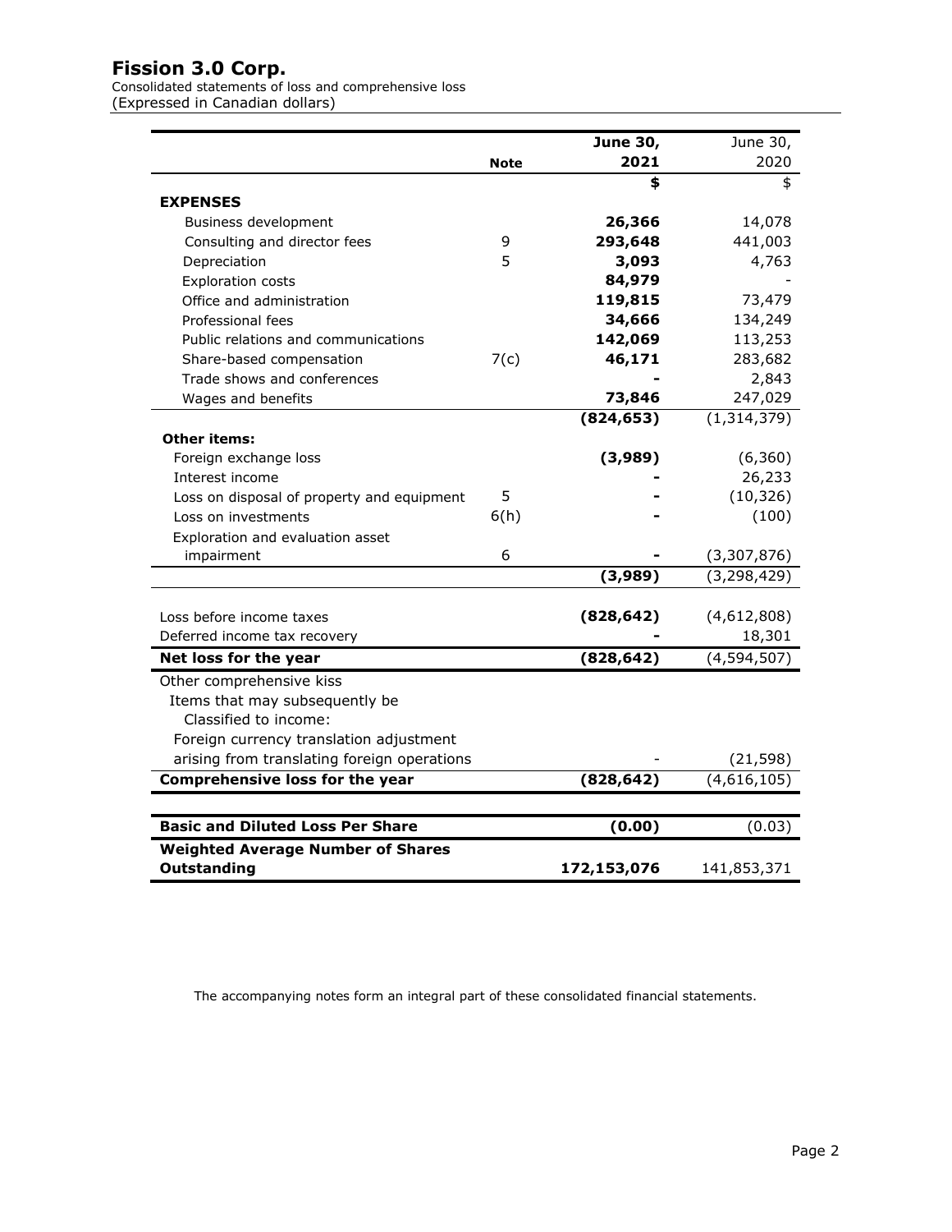# Fission 3.0 Corp.

Consolidated statements of loss and comprehensive loss
(Expressed in Canadian dollars)

| | Note | June 30, 2021 | June 30, 2020 |
|---|---|---|---|
| | | **$** | $ |
| **EXPENSES** | | | |
| Business development | | **26,366** | 14,078 |
| Consulting and director fees | 9 | **293,648** | 441,003 |
| Depreciation | 5 | **3,093** | 4,763 |
| Exploration costs | | **84,979** | - |
| Office and administration | | **119,815** | 73,479 |
| Professional fees | | **34,666** | 134,249 |
| Public relations and communications | | **142,069** | 113,253 |
| Share-based compensation | 7(c) | **46,171** | 283,682 |
| Trade shows and conferences | | **-** | 2,843 |
| Wages and benefits | | **73,846** | 247,029 |
| | | **(824,653)** | (1,314,379) |
| **Other items:** | | | |
| Foreign exchange loss | | **(3,989)** | (6,360) |
| Interest income | | **-** | 26,233 |
| Loss on disposal of property and equipment | 5 | **-** | (10,326) |
| Loss on investments | 6(h) | **-** | (100) |
| Exploration and evaluation asset impairment | 6 | **-** | (3,307,876) |
| | | **(3,989)** | (3,298,429) |
| Loss before income taxes | | **(828,642)** | (4,612,808) |
| Deferred income tax recovery | | **-** | 18,301 |
| **Net loss for the year** | | **(828,642)** | (4,594,507) |
| Other comprehensive kiss | | | |
| Items that may subsequently be Classified to income: | | | |
| Foreign currency translation adjustment arising from translating foreign operations | | - | (21,598) |
| **Comprehensive loss for the year** | | **(828,642)** | (4,616,105) |
| **Basic and Diluted Loss Per Share** | | **(0.00)** | (0.03) |
| **Weighted Average Number of Shares Outstanding** | | **172,153,076** | 141,853,371 |

The accompanying notes form an integral part of these consolidated financial statements.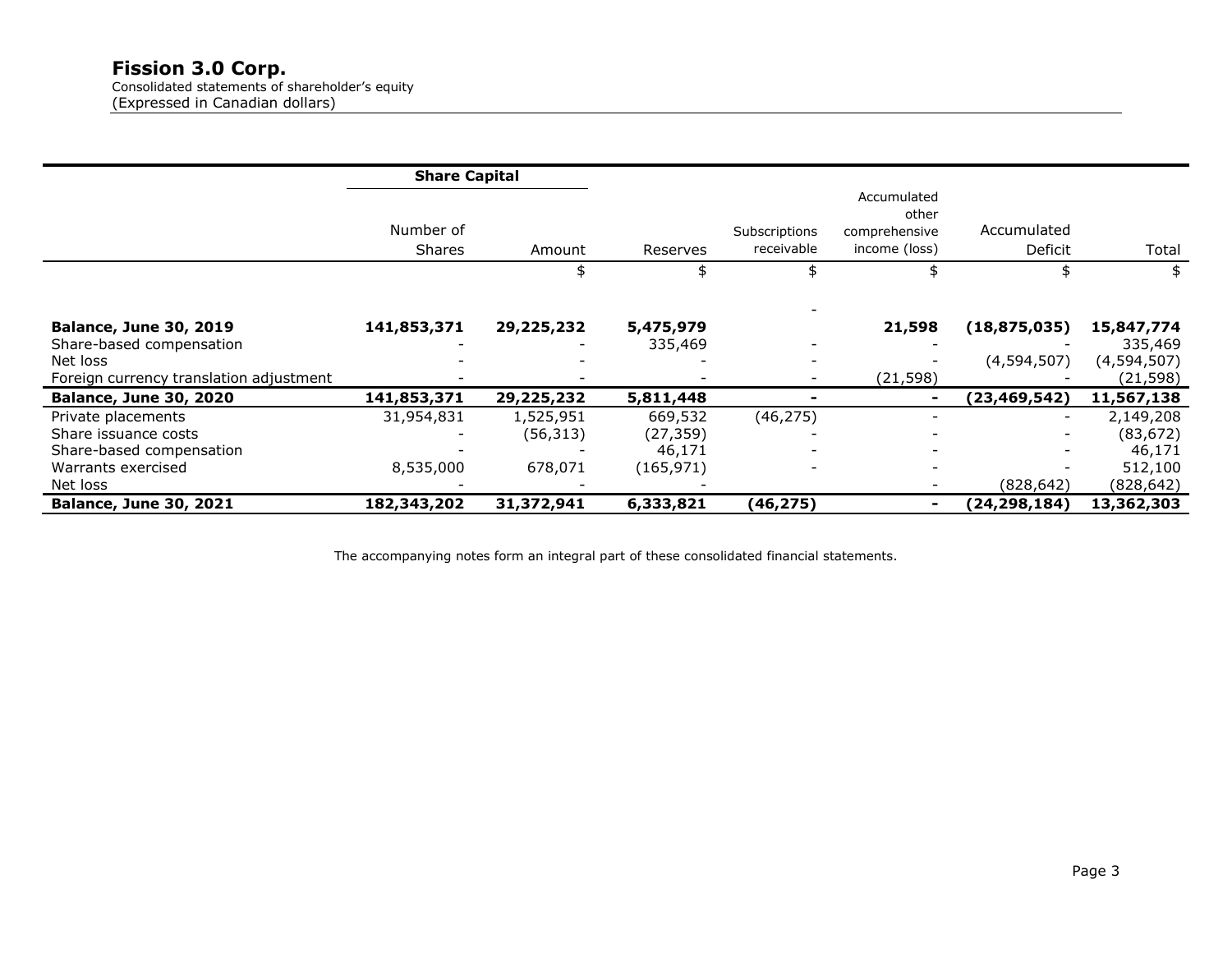# Fission 3.0 Corp.

Consolidated statements of shareholder's equity
(Expressed in Canadian dollars)

| | Share Capital | | | | | | |
|---|---|---|---|---|---|---|---|
| | Number of Shares | Amount | Reserves | Subscriptions receivable | Accumulated other comprehensive income (loss) | Accumulated Deficit | Total |
| | | $ | $ | $ | $ | $ | $ |
| **Balance, June 30, 2019** | **141,853,371** | **29,225,232** | **5,475,979** | - | **21,598** | **(18,875,035)** | **15,847,774** |
| Share-based compensation | - | - | 335,469 | - | - | - | 335,469 |
| Net loss | - | - | - | - | - | (4,594,507) | (4,594,507) |
| Foreign currency translation adjustment | - | - | - | - | (21,598) | - | (21,598) |
| **Balance, June 30, 2020** | **141,853,371** | **29,225,232** | **5,811,448** | **-** | **-** | **(23,469,542)** | **11,567,138** |
| Private placements | 31,954,831 | 1,525,951 | 669,532 | (46,275) | - | - | 2,149,208 |
| Share issuance costs | - | (56,313) | (27,359) | - | - | - | (83,672) |
| Share-based compensation | - | - | 46,171 | - | - | - | 46,171 |
| Warrants exercised | 8,535,000 | 678,071 | (165,971) | - | - | - | 512,100 |
| Net loss | - | - | - | - | - | (828,642) | (828,642) |
| **Balance, June 30, 2021** | **182,343,202** | **31,372,941** | **6,333,821** | **(46,275)** | **-** | **(24,298,184)** | **13,362,303** |

The accompanying notes form an integral part of these consolidated financial statements.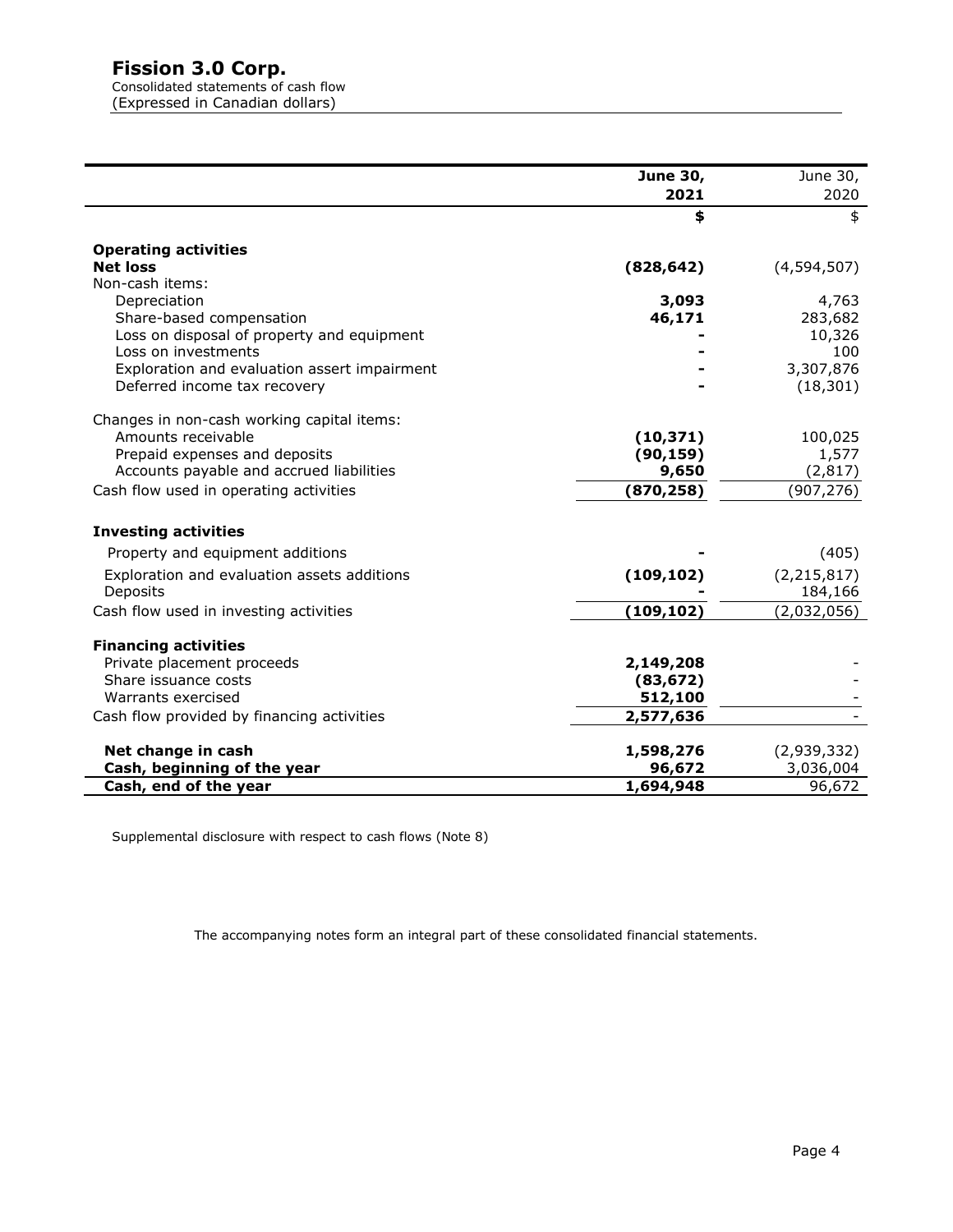# Fission 3.0 Corp.

Consolidated statements of cash flow
(Expressed in Canadian dollars)

| | June 30, 2021 | June 30, 2020 |
|---|---|---|
| | $ | $ |
| **Operating activities** | | |
| **Net loss** | **(828,642)** | (4,594,507) |
| Non-cash items: | | |
| Depreciation | **3,093** | 4,763 |
| Share-based compensation | **46,171** | 283,682 |
| Loss on disposal of property and equipment | **-** | 10,326 |
| Loss on investments | **-** | 100 |
| Exploration and evaluation assert impairment | **-** | 3,307,876 |
| Deferred income tax recovery | **-** | (18,301) |
| Changes in non-cash working capital items: | | |
| Amounts receivable | **(10,371)** | 100,025 |
| Prepaid expenses and deposits | **(90,159)** | 1,577 |
| Accounts payable and accrued liabilities | **9,650** | (2,817) |
| Cash flow used in operating activities | **(870,258)** | (907,276) |
| **Investing activities** | | |
| Property and equipment additions | **-** | (405) |
| Exploration and evaluation assets additions | **(109,102)** | (2,215,817) |
| Deposits | **-** | 184,166 |
| Cash flow used in investing activities | **(109,102)** | (2,032,056) |
| **Financing activities** | | |
| Private placement proceeds | **2,149,208** | - |
| Share issuance costs | **(83,672)** | - |
| Warrants exercised | **512,100** | - |
| Cash flow provided by financing activities | **2,577,636** | - |
| **Net change in cash** | **1,598,276** | (2,939,332) |
| **Cash, beginning of the year** | **96,672** | 3,036,004 |
| **Cash, end of the year** | **1,694,948** | 96,672 |

Supplemental disclosure with respect to cash flows (Note 8)

The accompanying notes form an integral part of these consolidated financial statements.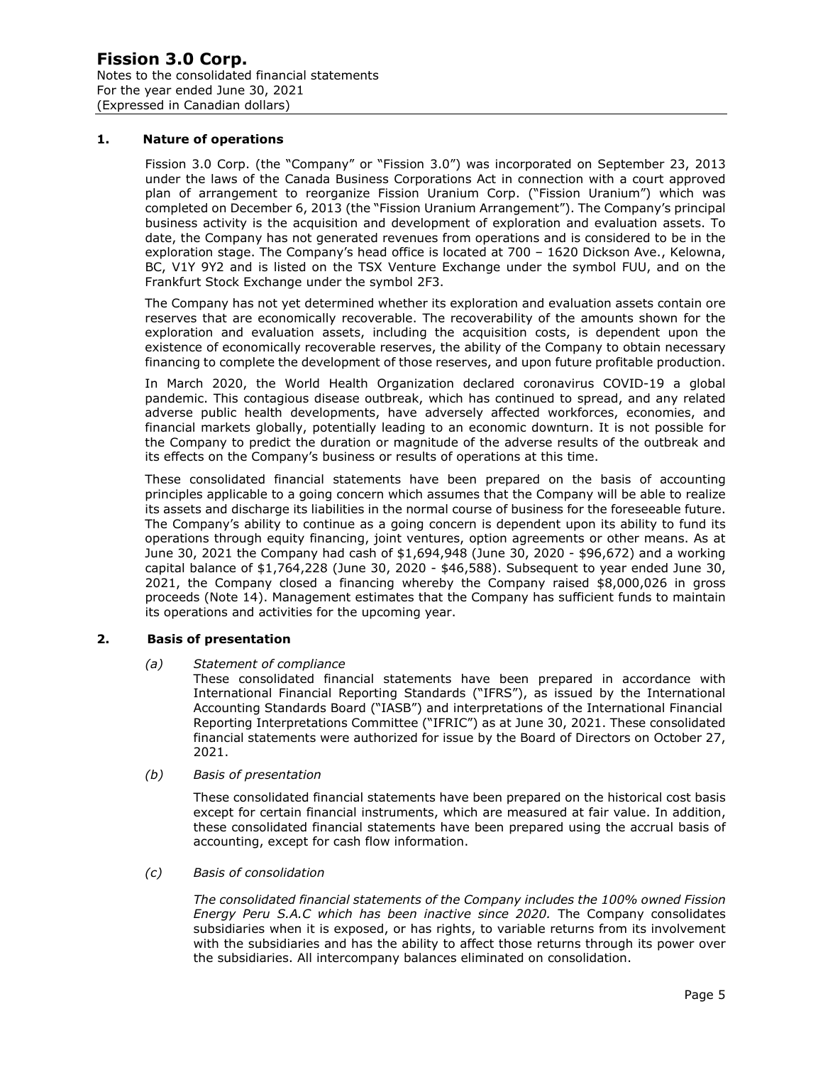## 1. Nature of operations

Fission 3.0 Corp. (the "Company" or "Fission 3.0") was incorporated on September 23, 2013 under the laws of the Canada Business Corporations Act in connection with a court approved plan of arrangement to reorganize Fission Uranium Corp. ("Fission Uranium") which was completed on December 6, 2013 (the "Fission Uranium Arrangement"). The Company's principal business activity is the acquisition and development of exploration and evaluation assets. To date, the Company has not generated revenues from operations and is considered to be in the exploration stage. The Company's head office is located at 700 – 1620 Dickson Ave., Kelowna, BC, V1Y 9Y2 and is listed on the TSX Venture Exchange under the symbol FUU, and on the Frankfurt Stock Exchange under the symbol 2F3.

The Company has not yet determined whether its exploration and evaluation assets contain ore reserves that are economically recoverable. The recoverability of the amounts shown for the exploration and evaluation assets, including the acquisition costs, is dependent upon the existence of economically recoverable reserves, the ability of the Company to obtain necessary financing to complete the development of those reserves, and upon future profitable production.

In March 2020, the World Health Organization declared coronavirus COVID-19 a global pandemic. This contagious disease outbreak, which has continued to spread, and any related adverse public health developments, have adversely affected workforces, economies, and financial markets globally, potentially leading to an economic downturn. It is not possible for the Company to predict the duration or magnitude of the adverse results of the outbreak and its effects on the Company's business or results of operations at this time.

These consolidated financial statements have been prepared on the basis of accounting principles applicable to a going concern which assumes that the Company will be able to realize its assets and discharge its liabilities in the normal course of business for the foreseeable future. The Company's ability to continue as a going concern is dependent upon its ability to fund its operations through equity financing, joint ventures, option agreements or other means. As at June 30, 2021 the Company had cash of $1,694,948 (June 30, 2020 - $96,672) and a working capital balance of $1,764,228 (June 30, 2020 - $46,588). Subsequent to year ended June 30, 2021, the Company closed a financing whereby the Company raised $8,000,026 in gross proceeds (Note 14). Management estimates that the Company has sufficient funds to maintain its operations and activities for the upcoming year.

## 2. Basis of presentation

*(a) Statement of compliance*

These consolidated financial statements have been prepared in accordance with International Financial Reporting Standards ("IFRS"), as issued by the International Accounting Standards Board ("IASB") and interpretations of the International Financial Reporting Interpretations Committee ("IFRIC") as at June 30, 2021. These consolidated financial statements were authorized for issue by the Board of Directors on October 27, 2021.

*(b) Basis of presentation*

These consolidated financial statements have been prepared on the historical cost basis except for certain financial instruments, which are measured at fair value. In addition, these consolidated financial statements have been prepared using the accrual basis of accounting, except for cash flow information.

*(c) Basis of consolidation*

*The consolidated financial statements of the Company includes the 100% owned Fission Energy Peru S.A.C which has been inactive since 2020.* The Company consolidates subsidiaries when it is exposed, or has rights, to variable returns from its involvement with the subsidiaries and has the ability to affect those returns through its power over the subsidiaries. All intercompany balances eliminated on consolidation.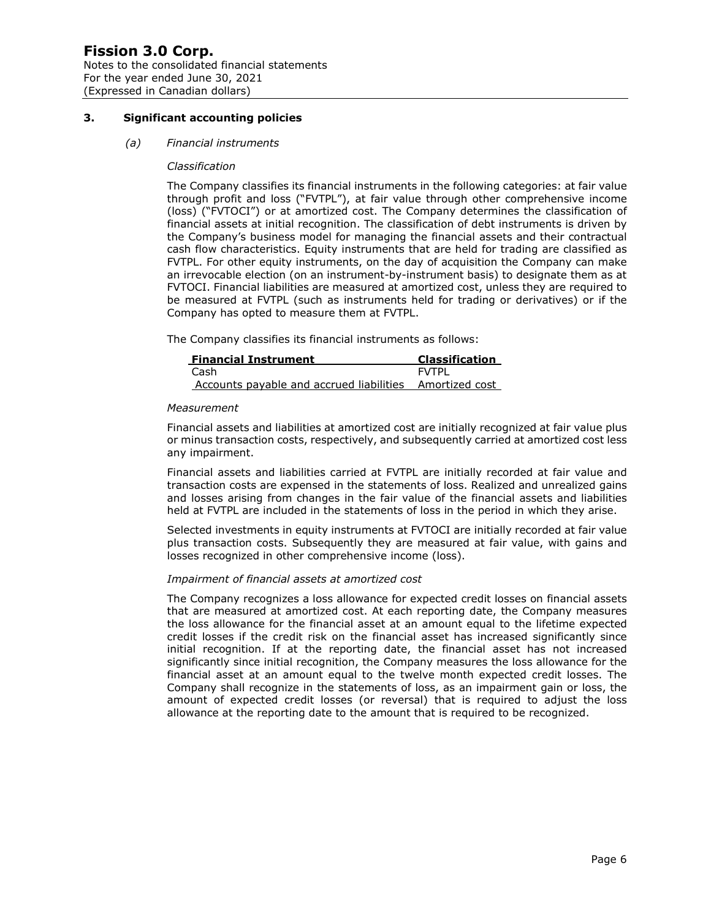## 3. Significant accounting policies

### *(a) Financial instruments*

*Classification*

The Company classifies its financial instruments in the following categories: at fair value through profit and loss ("FVTPL"), at fair value through other comprehensive income (loss) ("FVTOCI") or at amortized cost. The Company determines the classification of financial assets at initial recognition. The classification of debt instruments is driven by the Company's business model for managing the financial assets and their contractual cash flow characteristics. Equity instruments that are held for trading are classified as FVTPL. For other equity instruments, on the day of acquisition the Company can make an irrevocable election (on an instrument-by-instrument basis) to designate them as at FVTOCI. Financial liabilities are measured at amortized cost, unless they are required to be measured at FVTPL (such as instruments held for trading or derivatives) or if the Company has opted to measure them at FVTPL.

The Company classifies its financial instruments as follows:

| Financial Instrument | Classification |
|---|---|
| Cash | FVTPL |
| Accounts payable and accrued liabilities | Amortized cost |

*Measurement*

Financial assets and liabilities at amortized cost are initially recognized at fair value plus or minus transaction costs, respectively, and subsequently carried at amortized cost less any impairment.

Financial assets and liabilities carried at FVTPL are initially recorded at fair value and transaction costs are expensed in the statements of loss. Realized and unrealized gains and losses arising from changes in the fair value of the financial assets and liabilities held at FVTPL are included in the statements of loss in the period in which they arise.

Selected investments in equity instruments at FVTOCI are initially recorded at fair value plus transaction costs. Subsequently they are measured at fair value, with gains and losses recognized in other comprehensive income (loss).

*Impairment of financial assets at amortized cost*

The Company recognizes a loss allowance for expected credit losses on financial assets that are measured at amortized cost. At each reporting date, the Company measures the loss allowance for the financial asset at an amount equal to the lifetime expected credit losses if the credit risk on the financial asset has increased significantly since initial recognition. If at the reporting date, the financial asset has not increased significantly since initial recognition, the Company measures the loss allowance for the financial asset at an amount equal to the twelve month expected credit losses. The Company shall recognize in the statements of loss, as an impairment gain or loss, the amount of expected credit losses (or reversal) that is required to adjust the loss allowance at the reporting date to the amount that is required to be recognized.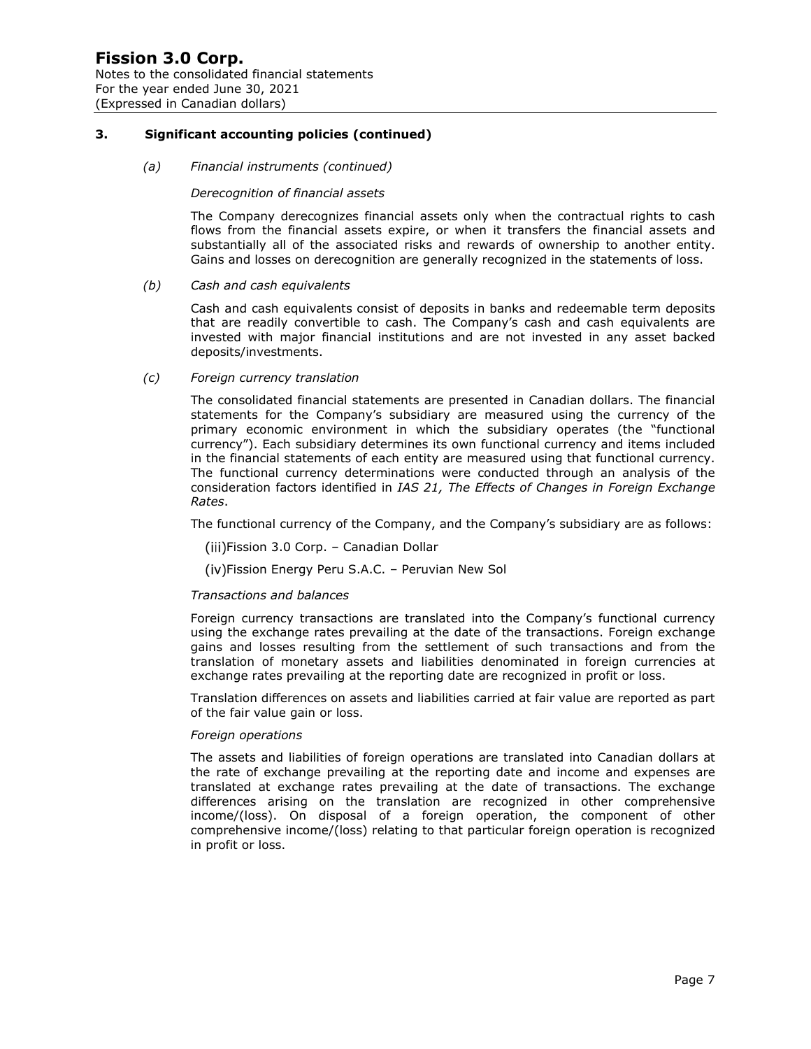## 3. Significant accounting policies (continued)

*(a) Financial instruments (continued)*

*Derecognition of financial assets*

The Company derecognizes financial assets only when the contractual rights to cash flows from the financial assets expire, or when it transfers the financial assets and substantially all of the associated risks and rewards of ownership to another entity. Gains and losses on derecognition are generally recognized in the statements of loss.

*(b) Cash and cash equivalents*

Cash and cash equivalents consist of deposits in banks and redeemable term deposits that are readily convertible to cash. The Company's cash and cash equivalents are invested with major financial institutions and are not invested in any asset backed deposits/investments.

*(c) Foreign currency translation*

The consolidated financial statements are presented in Canadian dollars. The financial statements for the Company's subsidiary are measured using the currency of the primary economic environment in which the subsidiary operates (the "functional currency"). Each subsidiary determines its own functional currency and items included in the financial statements of each entity are measured using that functional currency. The functional currency determinations were conducted through an analysis of the consideration factors identified in *IAS 21, The Effects of Changes in Foreign Exchange Rates*.

The functional currency of the Company, and the Company's subsidiary are as follows:

(iii) Fission 3.0 Corp. – Canadian Dollar

(iv) Fission Energy Peru S.A.C. – Peruvian New Sol

*Transactions and balances*

Foreign currency transactions are translated into the Company's functional currency using the exchange rates prevailing at the date of the transactions. Foreign exchange gains and losses resulting from the settlement of such transactions and from the translation of monetary assets and liabilities denominated in foreign currencies at exchange rates prevailing at the reporting date are recognized in profit or loss.

Translation differences on assets and liabilities carried at fair value are reported as part of the fair value gain or loss.

*Foreign operations*

The assets and liabilities of foreign operations are translated into Canadian dollars at the rate of exchange prevailing at the reporting date and income and expenses are translated at exchange rates prevailing at the date of transactions. The exchange differences arising on the translation are recognized in other comprehensive income/(loss). On disposal of a foreign operation, the component of other comprehensive income/(loss) relating to that particular foreign operation is recognized in profit or loss.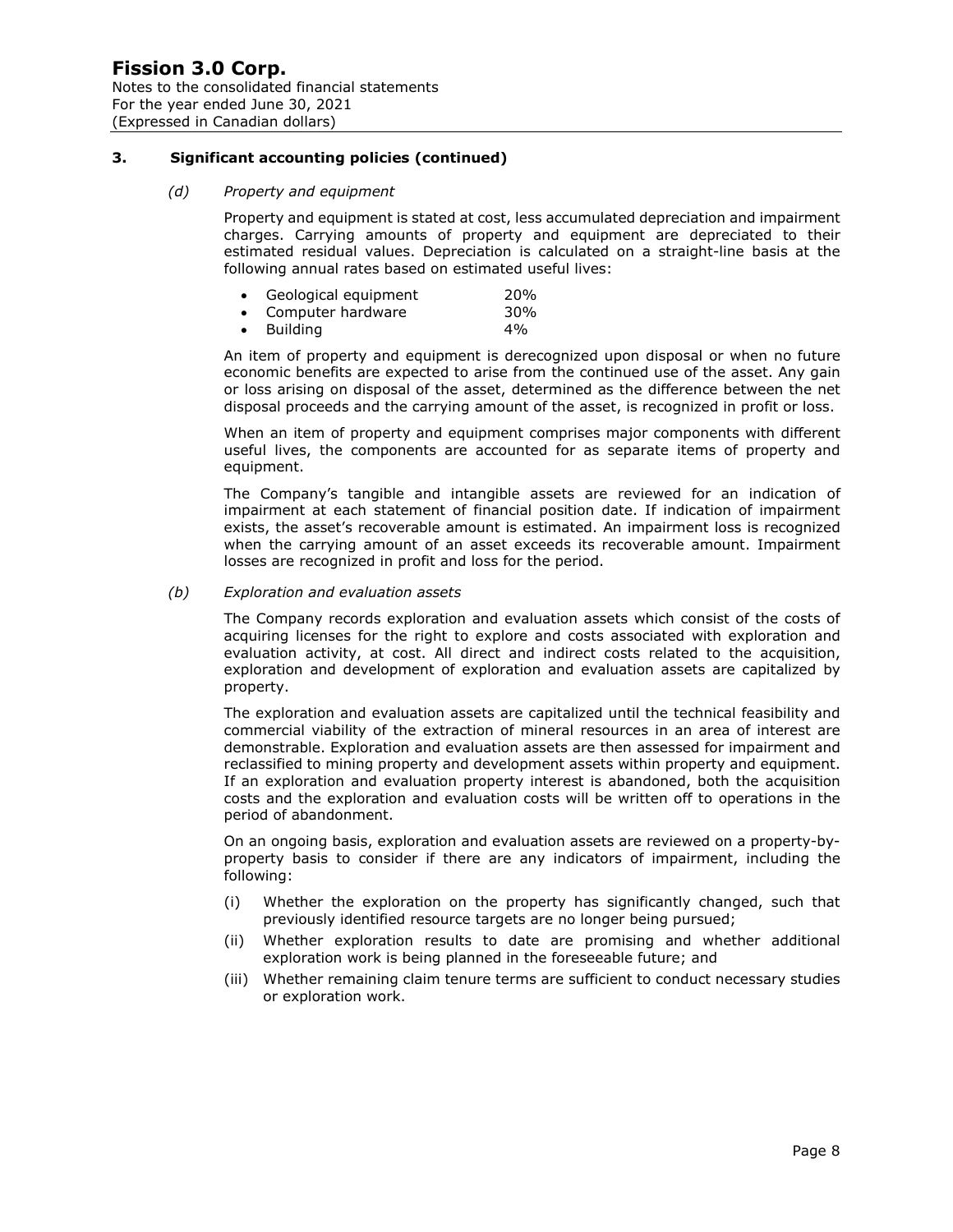## 3. Significant accounting policies (continued)

### *(d) Property and equipment*

Property and equipment is stated at cost, less accumulated depreciation and impairment charges. Carrying amounts of property and equipment are depreciated to their estimated residual values. Depreciation is calculated on a straight-line basis at the following annual rates based on estimated useful lives:

| | |
|---|---|
| • Geological equipment | 20% |
| • Computer hardware | 30% |
| • Building | 4% |

An item of property and equipment is derecognized upon disposal or when no future economic benefits are expected to arise from the continued use of the asset. Any gain or loss arising on disposal of the asset, determined as the difference between the net disposal proceeds and the carrying amount of the asset, is recognized in profit or loss.

When an item of property and equipment comprises major components with different useful lives, the components are accounted for as separate items of property and equipment.

The Company's tangible and intangible assets are reviewed for an indication of impairment at each statement of financial position date. If indication of impairment exists, the asset's recoverable amount is estimated. An impairment loss is recognized when the carrying amount of an asset exceeds its recoverable amount. Impairment losses are recognized in profit and loss for the period.

### *(b) Exploration and evaluation assets*

The Company records exploration and evaluation assets which consist of the costs of acquiring licenses for the right to explore and costs associated with exploration and evaluation activity, at cost. All direct and indirect costs related to the acquisition, exploration and development of exploration and evaluation assets are capitalized by property.

The exploration and evaluation assets are capitalized until the technical feasibility and commercial viability of the extraction of mineral resources in an area of interest are demonstrable. Exploration and evaluation assets are then assessed for impairment and reclassified to mining property and development assets within property and equipment. If an exploration and evaluation property interest is abandoned, both the acquisition costs and the exploration and evaluation costs will be written off to operations in the period of abandonment.

On an ongoing basis, exploration and evaluation assets are reviewed on a property-by-property basis to consider if there are any indicators of impairment, including the following:

(i) Whether the exploration on the property has significantly changed, such that previously identified resource targets are no longer being pursued;

(ii) Whether exploration results to date are promising and whether additional exploration work is being planned in the foreseeable future; and

(iii) Whether remaining claim tenure terms are sufficient to conduct necessary studies or exploration work.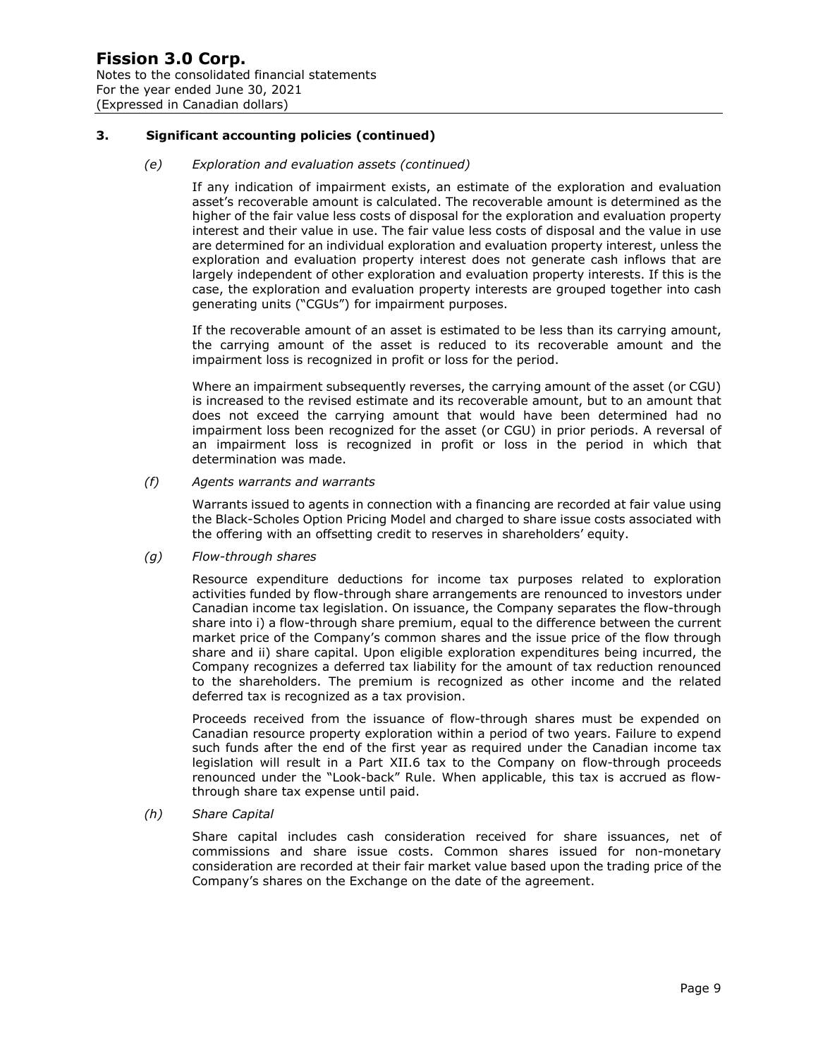## 3. Significant accounting policies (continued)

### *(e) Exploration and evaluation assets (continued)*

If any indication of impairment exists, an estimate of the exploration and evaluation asset's recoverable amount is calculated. The recoverable amount is determined as the higher of the fair value less costs of disposal for the exploration and evaluation property interest and their value in use. The fair value less costs of disposal and the value in use are determined for an individual exploration and evaluation property interest, unless the exploration and evaluation property interest does not generate cash inflows that are largely independent of other exploration and evaluation property interests. If this is the case, the exploration and evaluation property interests are grouped together into cash generating units ("CGUs") for impairment purposes.

If the recoverable amount of an asset is estimated to be less than its carrying amount, the carrying amount of the asset is reduced to its recoverable amount and the impairment loss is recognized in profit or loss for the period.

Where an impairment subsequently reverses, the carrying amount of the asset (or CGU) is increased to the revised estimate and its recoverable amount, but to an amount that does not exceed the carrying amount that would have been determined had no impairment loss been recognized for the asset (or CGU) in prior periods. A reversal of an impairment loss is recognized in profit or loss in the period in which that determination was made.

### *(f) Agents warrants and warrants*

Warrants issued to agents in connection with a financing are recorded at fair value using the Black-Scholes Option Pricing Model and charged to share issue costs associated with the offering with an offsetting credit to reserves in shareholders' equity.

### *(g) Flow-through shares*

Resource expenditure deductions for income tax purposes related to exploration activities funded by flow-through share arrangements are renounced to investors under Canadian income tax legislation. On issuance, the Company separates the flow-through share into i) a flow-through share premium, equal to the difference between the current market price of the Company's common shares and the issue price of the flow through share and ii) share capital. Upon eligible exploration expenditures being incurred, the Company recognizes a deferred tax liability for the amount of tax reduction renounced to the shareholders. The premium is recognized as other income and the related deferred tax is recognized as a tax provision.

Proceeds received from the issuance of flow-through shares must be expended on Canadian resource property exploration within a period of two years. Failure to expend such funds after the end of the first year as required under the Canadian income tax legislation will result in a Part XII.6 tax to the Company on flow-through proceeds renounced under the "Look-back" Rule. When applicable, this tax is accrued as flow-through share tax expense until paid.

### *(h) Share Capital*

Share capital includes cash consideration received for share issuances, net of commissions and share issue costs. Common shares issued for non-monetary consideration are recorded at their fair market value based upon the trading price of the Company's shares on the Exchange on the date of the agreement.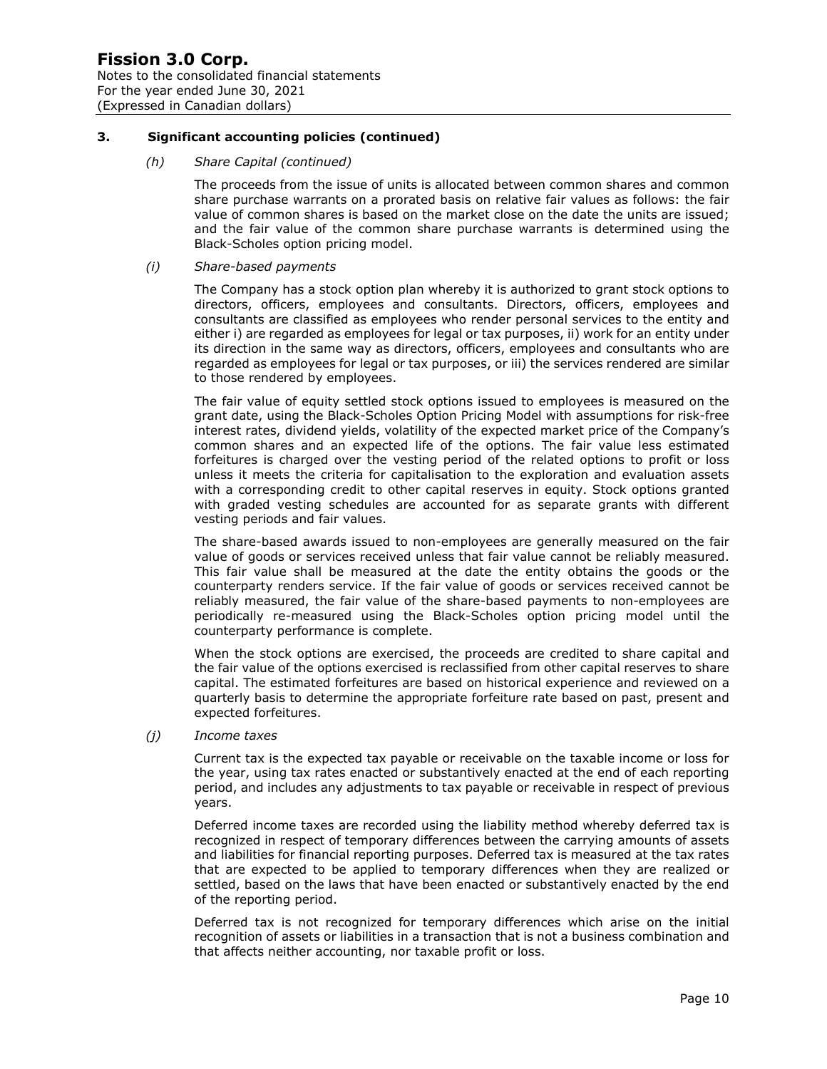## 3. Significant accounting policies (continued)

### *(h) Share Capital (continued)*

The proceeds from the issue of units is allocated between common shares and common share purchase warrants on a prorated basis on relative fair values as follows: the fair value of common shares is based on the market close on the date the units are issued; and the fair value of the common share purchase warrants is determined using the Black-Scholes option pricing model.

### *(i) Share-based payments*

The Company has a stock option plan whereby it is authorized to grant stock options to directors, officers, employees and consultants. Directors, officers, employees and consultants are classified as employees who render personal services to the entity and either i) are regarded as employees for legal or tax purposes, ii) work for an entity under its direction in the same way as directors, officers, employees and consultants who are regarded as employees for legal or tax purposes, or iii) the services rendered are similar to those rendered by employees.

The fair value of equity settled stock options issued to employees is measured on the grant date, using the Black-Scholes Option Pricing Model with assumptions for risk-free interest rates, dividend yields, volatility of the expected market price of the Company's common shares and an expected life of the options. The fair value less estimated forfeitures is charged over the vesting period of the related options to profit or loss unless it meets the criteria for capitalisation to the exploration and evaluation assets with a corresponding credit to other capital reserves in equity. Stock options granted with graded vesting schedules are accounted for as separate grants with different vesting periods and fair values.

The share-based awards issued to non-employees are generally measured on the fair value of goods or services received unless that fair value cannot be reliably measured. This fair value shall be measured at the date the entity obtains the goods or the counterparty renders service. If the fair value of goods or services received cannot be reliably measured, the fair value of the share-based payments to non-employees are periodically re-measured using the Black-Scholes option pricing model until the counterparty performance is complete.

When the stock options are exercised, the proceeds are credited to share capital and the fair value of the options exercised is reclassified from other capital reserves to share capital. The estimated forfeitures are based on historical experience and reviewed on a quarterly basis to determine the appropriate forfeiture rate based on past, present and expected forfeitures.

### *(j) Income taxes*

Current tax is the expected tax payable or receivable on the taxable income or loss for the year, using tax rates enacted or substantively enacted at the end of each reporting period, and includes any adjustments to tax payable or receivable in respect of previous years.

Deferred income taxes are recorded using the liability method whereby deferred tax is recognized in respect of temporary differences between the carrying amounts of assets and liabilities for financial reporting purposes. Deferred tax is measured at the tax rates that are expected to be applied to temporary differences when they are realized or settled, based on the laws that have been enacted or substantively enacted by the end of the reporting period.

Deferred tax is not recognized for temporary differences which arise on the initial recognition of assets or liabilities in a transaction that is not a business combination and that affects neither accounting, nor taxable profit or loss.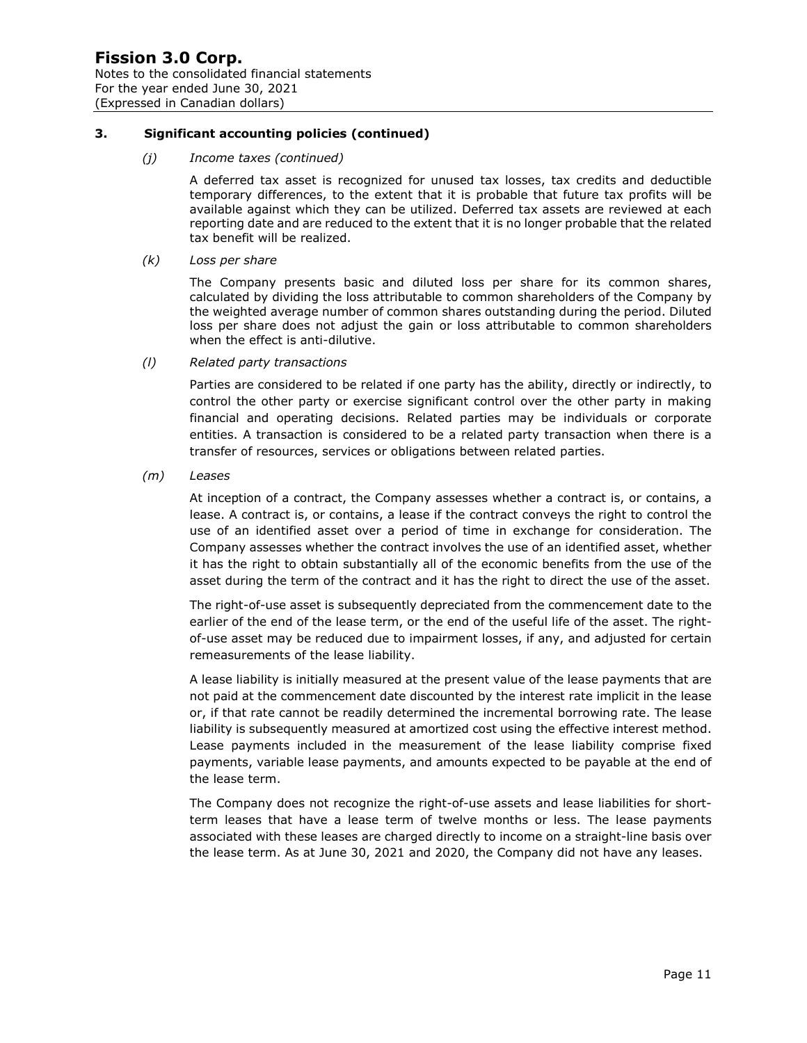## 3. Significant accounting policies (continued)

### *(j) Income taxes (continued)*

A deferred tax asset is recognized for unused tax losses, tax credits and deductible temporary differences, to the extent that it is probable that future tax profits will be available against which they can be utilized. Deferred tax assets are reviewed at each reporting date and are reduced to the extent that it is no longer probable that the related tax benefit will be realized.

### *(k) Loss per share*

The Company presents basic and diluted loss per share for its common shares, calculated by dividing the loss attributable to common shareholders of the Company by the weighted average number of common shares outstanding during the period. Diluted loss per share does not adjust the gain or loss attributable to common shareholders when the effect is anti-dilutive.

### *(l) Related party transactions*

Parties are considered to be related if one party has the ability, directly or indirectly, to control the other party or exercise significant control over the other party in making financial and operating decisions. Related parties may be individuals or corporate entities. A transaction is considered to be a related party transaction when there is a transfer of resources, services or obligations between related parties.

### *(m) Leases*

At inception of a contract, the Company assesses whether a contract is, or contains, a lease. A contract is, or contains, a lease if the contract conveys the right to control the use of an identified asset over a period of time in exchange for consideration. The Company assesses whether the contract involves the use of an identified asset, whether it has the right to obtain substantially all of the economic benefits from the use of the asset during the term of the contract and it has the right to direct the use of the asset.

The right-of-use asset is subsequently depreciated from the commencement date to the earlier of the end of the lease term, or the end of the useful life of the asset. The right-of-use asset may be reduced due to impairment losses, if any, and adjusted for certain remeasurements of the lease liability.

A lease liability is initially measured at the present value of the lease payments that are not paid at the commencement date discounted by the interest rate implicit in the lease or, if that rate cannot be readily determined the incremental borrowing rate. The lease liability is subsequently measured at amortized cost using the effective interest method. Lease payments included in the measurement of the lease liability comprise fixed payments, variable lease payments, and amounts expected to be payable at the end of the lease term.

The Company does not recognize the right-of-use assets and lease liabilities for short-term leases that have a lease term of twelve months or less. The lease payments associated with these leases are charged directly to income on a straight-line basis over the lease term. As at June 30, 2021 and 2020, the Company did not have any leases.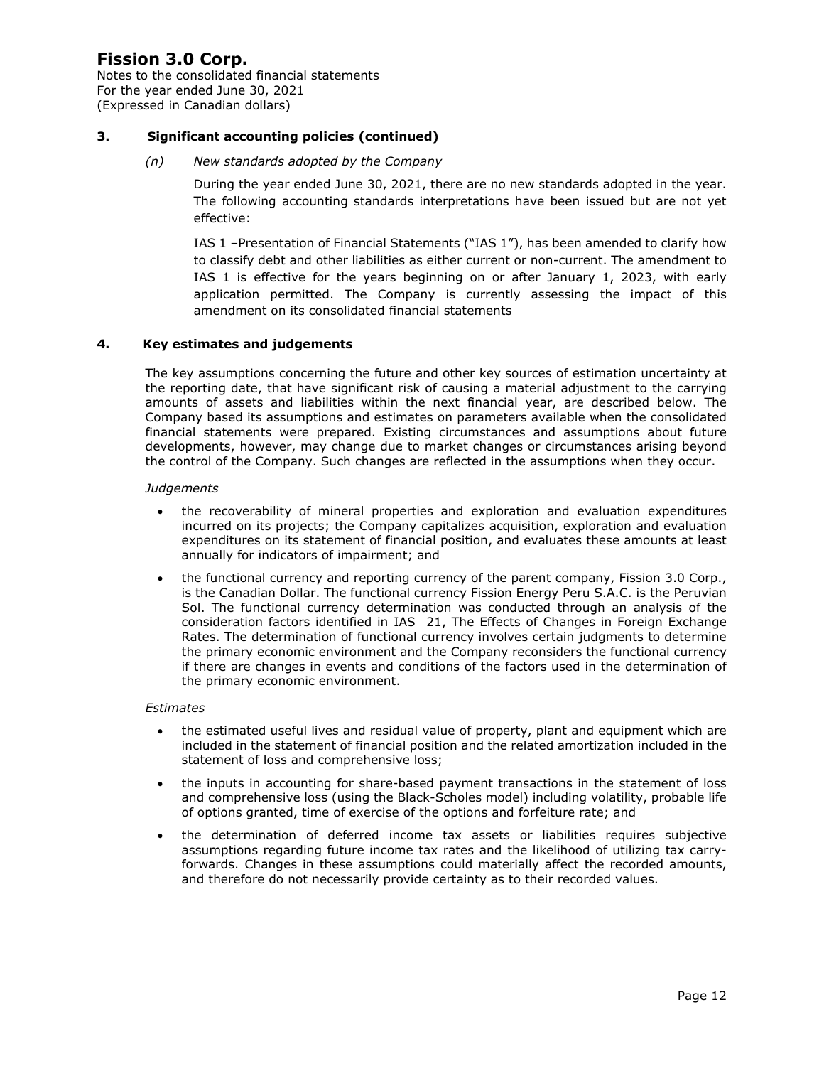## 3. Significant accounting policies (continued)

*(n) New standards adopted by the Company*

During the year ended June 30, 2021, there are no new standards adopted in the year. The following accounting standards interpretations have been issued but are not yet effective:

IAS 1 –Presentation of Financial Statements ("IAS 1"), has been amended to clarify how to classify debt and other liabilities as either current or non-current. The amendment to IAS 1 is effective for the years beginning on or after January 1, 2023, with early application permitted. The Company is currently assessing the impact of this amendment on its consolidated financial statements

## 4. Key estimates and judgements

The key assumptions concerning the future and other key sources of estimation uncertainty at the reporting date, that have significant risk of causing a material adjustment to the carrying amounts of assets and liabilities within the next financial year, are described below. The Company based its assumptions and estimates on parameters available when the consolidated financial statements were prepared. Existing circumstances and assumptions about future developments, however, may change due to market changes or circumstances arising beyond the control of the Company. Such changes are reflected in the assumptions when they occur.

*Judgements*

- the recoverability of mineral properties and exploration and evaluation expenditures incurred on its projects; the Company capitalizes acquisition, exploration and evaluation expenditures on its statement of financial position, and evaluates these amounts at least annually for indicators of impairment; and
- the functional currency and reporting currency of the parent company, Fission 3.0 Corp., is the Canadian Dollar. The functional currency Fission Energy Peru S.A.C. is the Peruvian Sol. The functional currency determination was conducted through an analysis of the consideration factors identified in IAS 21, The Effects of Changes in Foreign Exchange Rates. The determination of functional currency involves certain judgments to determine the primary economic environment and the Company reconsiders the functional currency if there are changes in events and conditions of the factors used in the determination of the primary economic environment.

*Estimates*

- the estimated useful lives and residual value of property, plant and equipment which are included in the statement of financial position and the related amortization included in the statement of loss and comprehensive loss;
- the inputs in accounting for share-based payment transactions in the statement of loss and comprehensive loss (using the Black-Scholes model) including volatility, probable life of options granted, time of exercise of the options and forfeiture rate; and
- the determination of deferred income tax assets or liabilities requires subjective assumptions regarding future income tax rates and the likelihood of utilizing tax carry-forwards. Changes in these assumptions could materially affect the recorded amounts, and therefore do not necessarily provide certainty as to their recorded values.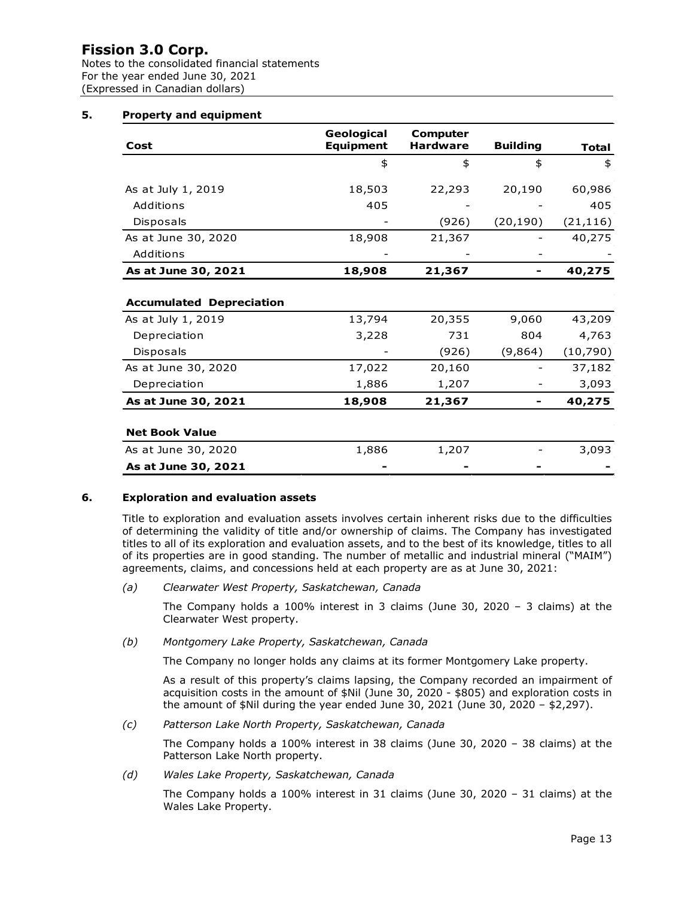**Fission 3.0 Corp.**
Notes to the consolidated financial statements
For the year ended June 30, 2021
(Expressed in Canadian dollars)

## 5. Property and equipment

| Cost | Geological Equipment | Computer Hardware | Building | Total |
|---|---|---|---|---|
| | $ | $ | $ | $ |
| As at July 1, 2019 | 18,503 | 22,293 | 20,190 | 60,986 |
| Additions | 405 | - | - | 405 |
| Disposals | - | (926) | (20,190) | (21,116) |
| As at June 30, 2020 | 18,908 | 21,367 | - | 40,275 |
| Additions | - | - | - | - |
| **As at June 30, 2021** | **18,908** | **21,367** | **-** | **40,275** |
| **Accumulated Depreciation** | | | | |
| As at July 1, 2019 | 13,794 | 20,355 | 9,060 | 43,209 |
| Depreciation | 3,228 | 731 | 804 | 4,763 |
| Disposals | - | (926) | (9,864) | (10,790) |
| As at June 30, 2020 | 17,022 | 20,160 | - | 37,182 |
| Depreciation | 1,886 | 1,207 | - | 3,093 |
| **As at June 30, 2021** | **18,908** | **21,367** | **-** | **40,275** |
| **Net Book Value** | | | | |
| As at June 30, 2020 | 1,886 | 1,207 | - | 3,093 |
| **As at June 30, 2021** | **-** | **-** | **-** | **-** |

## 6. Exploration and evaluation assets

Title to exploration and evaluation assets involves certain inherent risks due to the difficulties of determining the validity of title and/or ownership of claims. The Company has investigated titles to all of its exploration and evaluation assets, and to the best of its knowledge, titles to all of its properties are in good standing. The number of metallic and industrial mineral ("MAIM") agreements, claims, and concessions held at each property are as at June 30, 2021:

*(a) Clearwater West Property, Saskatchewan, Canada*

The Company holds a 100% interest in 3 claims (June 30, 2020 – 3 claims) at the Clearwater West property.

*(b) Montgomery Lake Property, Saskatchewan, Canada*

The Company no longer holds any claims at its former Montgomery Lake property.

As a result of this property's claims lapsing, the Company recorded an impairment of acquisition costs in the amount of $Nil (June 30, 2020 - $805) and exploration costs in the amount of $Nil during the year ended June 30, 2021 (June 30, 2020 – $2,297).

*(c) Patterson Lake North Property, Saskatchewan, Canada*

The Company holds a 100% interest in 38 claims (June 30, 2020 – 38 claims) at the Patterson Lake North property.

*(d) Wales Lake Property, Saskatchewan, Canada*

The Company holds a 100% interest in 31 claims (June 30, 2020 – 31 claims) at the Wales Lake Property.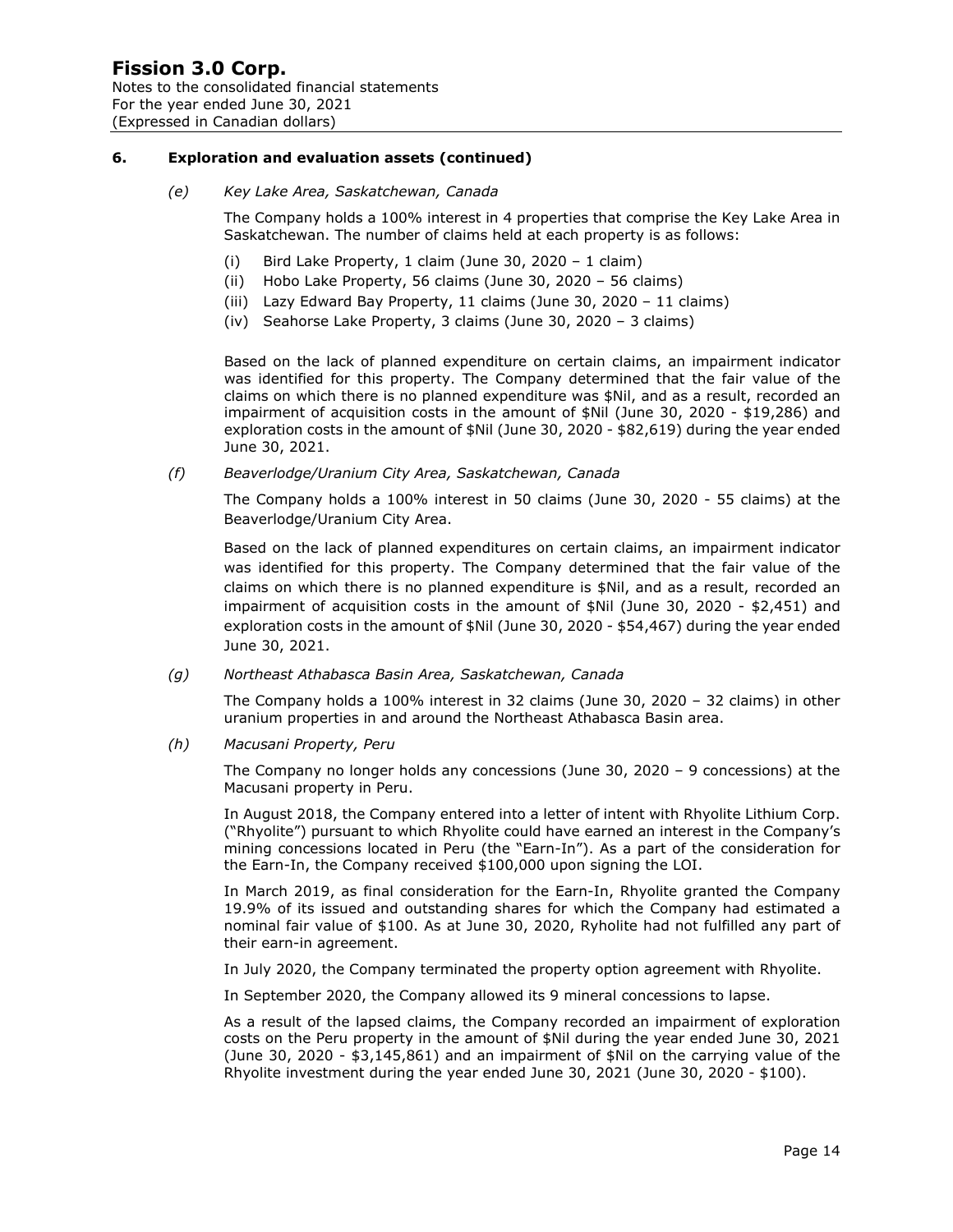## 6. Exploration and evaluation assets (continued)

*(e) Key Lake Area, Saskatchewan, Canada*

The Company holds a 100% interest in 4 properties that comprise the Key Lake Area in Saskatchewan. The number of claims held at each property is as follows:

- (i) Bird Lake Property, 1 claim (June 30, 2020 – 1 claim)
- (ii) Hobo Lake Property, 56 claims (June 30, 2020 – 56 claims)
- (iii) Lazy Edward Bay Property, 11 claims (June 30, 2020 – 11 claims)
- (iv) Seahorse Lake Property, 3 claims (June 30, 2020 – 3 claims)

Based on the lack of planned expenditure on certain claims, an impairment indicator was identified for this property. The Company determined that the fair value of the claims on which there is no planned expenditure was $Nil, and as a result, recorded an impairment of acquisition costs in the amount of $Nil (June 30, 2020 - $19,286) and exploration costs in the amount of $Nil (June 30, 2020 - $82,619) during the year ended June 30, 2021.

*(f) Beaverlodge/Uranium City Area, Saskatchewan, Canada*

The Company holds a 100% interest in 50 claims (June 30, 2020 - 55 claims) at the Beaverlodge/Uranium City Area.

Based on the lack of planned expenditures on certain claims, an impairment indicator was identified for this property. The Company determined that the fair value of the claims on which there is no planned expenditure is $Nil, and as a result, recorded an impairment of acquisition costs in the amount of $Nil (June 30, 2020 - $2,451) and exploration costs in the amount of $Nil (June 30, 2020 - $54,467) during the year ended June 30, 2021.

*(g) Northeast Athabasca Basin Area, Saskatchewan, Canada*

The Company holds a 100% interest in 32 claims (June 30, 2020 – 32 claims) in other uranium properties in and around the Northeast Athabasca Basin area.

*(h) Macusani Property, Peru*

The Company no longer holds any concessions (June 30, 2020 – 9 concessions) at the Macusani property in Peru.

In August 2018, the Company entered into a letter of intent with Rhyolite Lithium Corp. ("Rhyolite") pursuant to which Rhyolite could have earned an interest in the Company's mining concessions located in Peru (the "Earn-In"). As a part of the consideration for the Earn-In, the Company received $100,000 upon signing the LOI.

In March 2019, as final consideration for the Earn-In, Rhyolite granted the Company 19.9% of its issued and outstanding shares for which the Company had estimated a nominal fair value of $100. As at June 30, 2020, Ryholite had not fulfilled any part of their earn-in agreement.

In July 2020, the Company terminated the property option agreement with Rhyolite.

In September 2020, the Company allowed its 9 mineral concessions to lapse.

As a result of the lapsed claims, the Company recorded an impairment of exploration costs on the Peru property in the amount of $Nil during the year ended June 30, 2021 (June 30, 2020 - $3,145,861) and an impairment of $Nil on the carrying value of the Rhyolite investment during the year ended June 30, 2021 (June 30, 2020 - $100).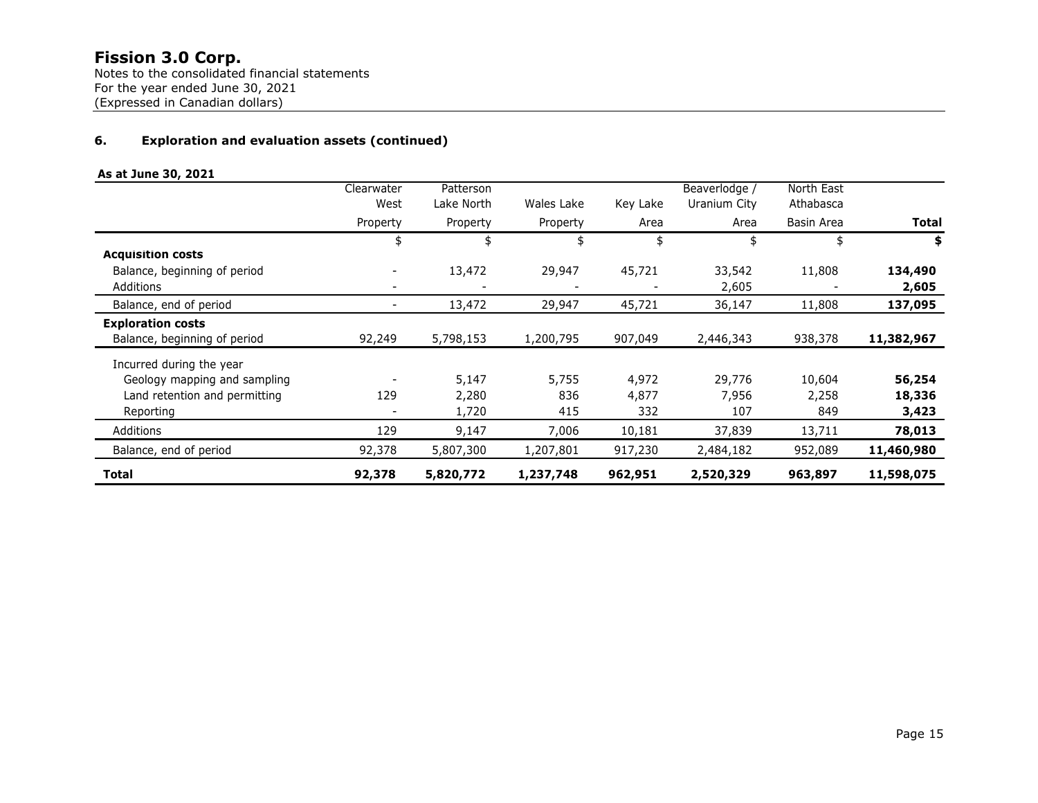# Fission 3.0 Corp.

Notes to the consolidated financial statements
For the year ended June 30, 2021
(Expressed in Canadian dollars)

## 6. Exploration and evaluation assets (continued)

**As at June 30, 2021**

| | Clearwater West Property | Patterson Lake North Property | Wales Lake Property | Key Lake Area | Beaverlodge / Uranium City Area | North East Athabasca Basin Area | **Total** |
|---|---|---|---|---|---|---|---|
| | $ | $ | $ | $ | $ | $ | **$** |
| **Acquisition costs** | | | | | | | |
| Balance, beginning of period | - | 13,472 | 29,947 | 45,721 | 33,542 | 11,808 | **134,490** |
| Additions | - | - | - | - | 2,605 | - | **2,605** |
| Balance, end of period | - | 13,472 | 29,947 | 45,721 | 36,147 | 11,808 | **137,095** |
| **Exploration costs** | | | | | | | |
| Balance, beginning of period | 92,249 | 5,798,153 | 1,200,795 | 907,049 | 2,446,343 | 938,378 | **11,382,967** |
| Incurred during the year | | | | | | | |
| Geology mapping and sampling | - | 5,147 | 5,755 | 4,972 | 29,776 | 10,604 | **56,254** |
| Land retention and permitting | 129 | 2,280 | 836 | 4,877 | 7,956 | 2,258 | **18,336** |
| Reporting | - | 1,720 | 415 | 332 | 107 | 849 | **3,423** |
| Additions | 129 | 9,147 | 7,006 | 10,181 | 37,839 | 13,711 | **78,013** |
| Balance, end of period | 92,378 | 5,807,300 | 1,207,801 | 917,230 | 2,484,182 | 952,089 | **11,460,980** |
| **Total** | **92,378** | **5,820,772** | **1,237,748** | **962,951** | **2,520,329** | **963,897** | **11,598,075** |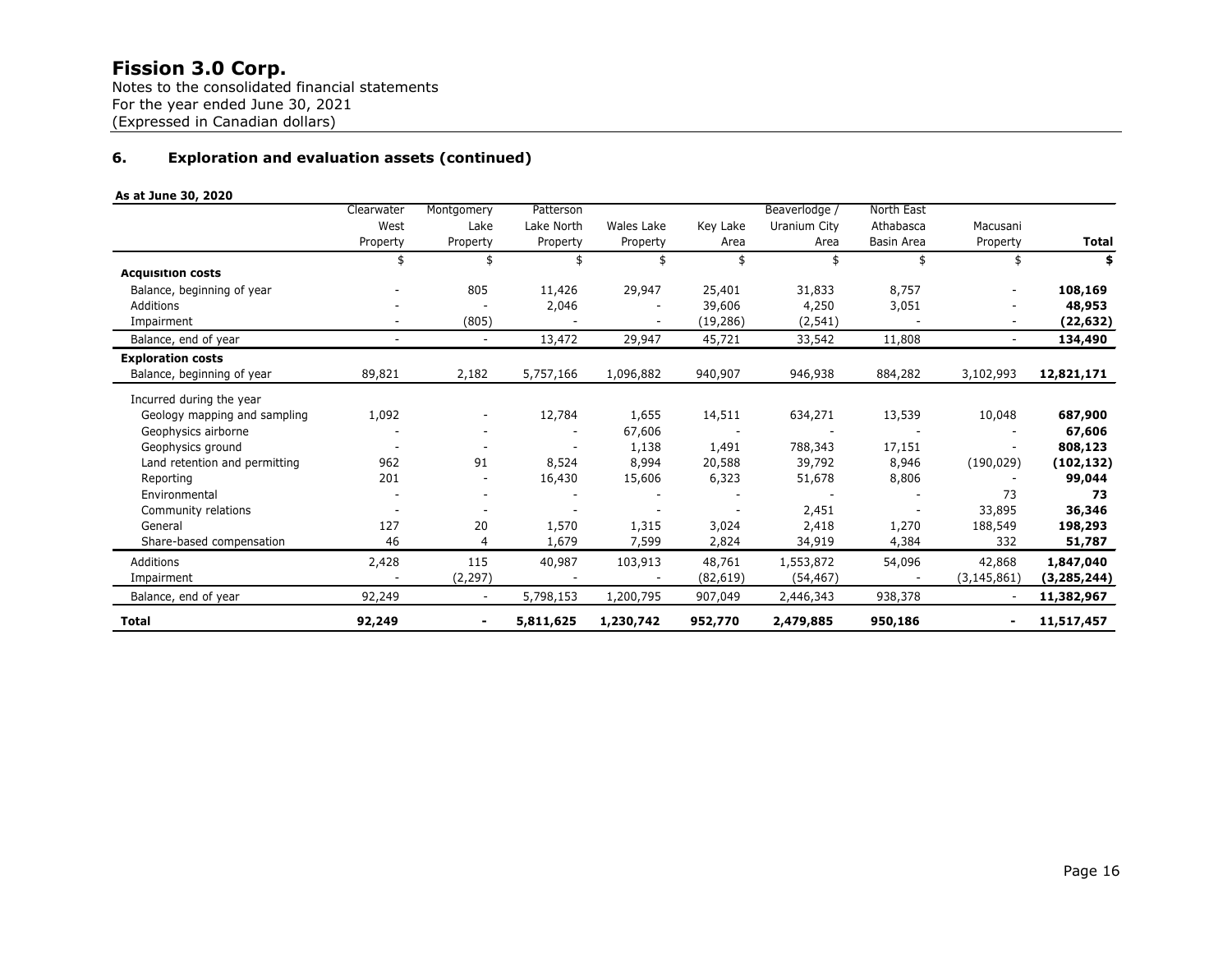# Fission 3.0 Corp.

Notes to the consolidated financial statements
For the year ended June 30, 2021
(Expressed in Canadian dollars)

## 6. Exploration and evaluation assets (continued)

**As at June 30, 2020**

| | Clearwater West Property | Montgomery Lake Property | Patterson Lake North Property | Wales Lake Property | Key Lake Area | Beaverlodge / Uranium City Area | North East Athabasca Basin Area | Macusani Property | **Total** |
|---|---|---|---|---|---|---|---|---|---|
| | $ | $ | $ | $ | $ | $ | $ | $ | **$** |
| **Acquisition costs** | | | | | | | | | |
| Balance, beginning of year | - | 805 | 11,426 | 29,947 | 25,401 | 31,833 | 8,757 | - | **108,169** |
| Additions | - | - | 2,046 | - | 39,606 | 4,250 | 3,051 | - | **48,953** |
| Impairment | - | (805) | - | - | (19,286) | (2,541) | - | - | **(22,632)** |
| Balance, end of year | - | - | 13,472 | 29,947 | 45,721 | 33,542 | 11,808 | - | **134,490** |
| **Exploration costs** | | | | | | | | | |
| Balance, beginning of year | 89,821 | 2,182 | 5,757,166 | 1,096,882 | 940,907 | 946,938 | 884,282 | 3,102,993 | **12,821,171** |
| Incurred during the year | | | | | | | | | |
| Geology mapping and sampling | 1,092 | - | 12,784 | 1,655 | 14,511 | 634,271 | 13,539 | 10,048 | **687,900** |
| Geophysics airborne | - | - | - | 67,606 | - | - | - | - | **67,606** |
| Geophysics ground | - | - | - | 1,138 | 1,491 | 788,343 | 17,151 | - | **808,123** |
| Land retention and permitting | 962 | 91 | 8,524 | 8,994 | 20,588 | 39,792 | 8,946 | (190,029) | **(102,132)** |
| Reporting | 201 | - | 16,430 | 15,606 | 6,323 | 51,678 | 8,806 | - | **99,044** |
| Environmental | - | - | - | - | - | - | - | 73 | **73** |
| Community relations | - | - | - | - | - | 2,451 | - | 33,895 | **36,346** |
| General | 127 | 20 | 1,570 | 1,315 | 3,024 | 2,418 | 1,270 | 188,549 | **198,293** |
| Share-based compensation | 46 | 4 | 1,679 | 7,599 | 2,824 | 34,919 | 4,384 | 332 | **51,787** |
| Additions | 2,428 | 115 | 40,987 | 103,913 | 48,761 | 1,553,872 | 54,096 | 42,868 | **1,847,040** |
| Impairment | - | (2,297) | - | - | (82,619) | (54,467) | - | (3,145,861) | **(3,285,244)** |
| Balance, end of year | 92,249 | - | 5,798,153 | 1,200,795 | 907,049 | 2,446,343 | 938,378 | - | **11,382,967** |
| **Total** | **92,249** | **-** | **5,811,625** | **1,230,742** | **952,770** | **2,479,885** | **950,186** | **-** | **11,517,457** |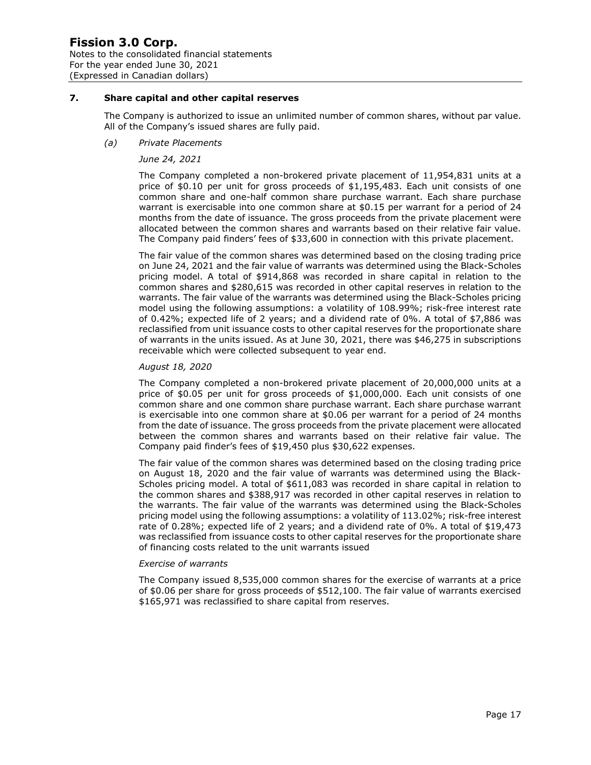## 7. Share capital and other capital reserves

The Company is authorized to issue an unlimited number of common shares, without par value. All of the Company's issued shares are fully paid.

*(a) Private Placements*

*June 24, 2021*

The Company completed a non-brokered private placement of 11,954,831 units at a price of \$0.10 per unit for gross proceeds of \$1,195,483. Each unit consists of one common share and one-half common share purchase warrant. Each share purchase warrant is exercisable into one common share at \$0.15 per warrant for a period of 24 months from the date of issuance. The gross proceeds from the private placement were allocated between the common shares and warrants based on their relative fair value. The Company paid finders' fees of \$33,600 in connection with this private placement.

The fair value of the common shares was determined based on the closing trading price on June 24, 2021 and the fair value of warrants was determined using the Black-Scholes pricing model. A total of \$914,868 was recorded in share capital in relation to the common shares and \$280,615 was recorded in other capital reserves in relation to the warrants. The fair value of the warrants was determined using the Black-Scholes pricing model using the following assumptions: a volatility of 108.99%; risk-free interest rate of 0.42%; expected life of 2 years; and a dividend rate of 0%. A total of \$7,886 was reclassified from unit issuance costs to other capital reserves for the proportionate share of warrants in the units issued. As at June 30, 2021, there was \$46,275 in subscriptions receivable which were collected subsequent to year end.

*August 18, 2020*

The Company completed a non-brokered private placement of 20,000,000 units at a price of \$0.05 per unit for gross proceeds of \$1,000,000. Each unit consists of one common share and one common share purchase warrant. Each share purchase warrant is exercisable into one common share at \$0.06 per warrant for a period of 24 months from the date of issuance. The gross proceeds from the private placement were allocated between the common shares and warrants based on their relative fair value. The Company paid finder's fees of \$19,450 plus \$30,622 expenses.

The fair value of the common shares was determined based on the closing trading price on August 18, 2020 and the fair value of warrants was determined using the Black-Scholes pricing model. A total of \$611,083 was recorded in share capital in relation to the common shares and \$388,917 was recorded in other capital reserves in relation to the warrants. The fair value of the warrants was determined using the Black-Scholes pricing model using the following assumptions: a volatility of 113.02%; risk-free interest rate of 0.28%; expected life of 2 years; and a dividend rate of 0%. A total of \$19,473 was reclassified from issuance costs to other capital reserves for the proportionate share of financing costs related to the unit warrants issued

*Exercise of warrants*

The Company issued 8,535,000 common shares for the exercise of warrants at a price of \$0.06 per share for gross proceeds of \$512,100. The fair value of warrants exercised \$165,971 was reclassified to share capital from reserves.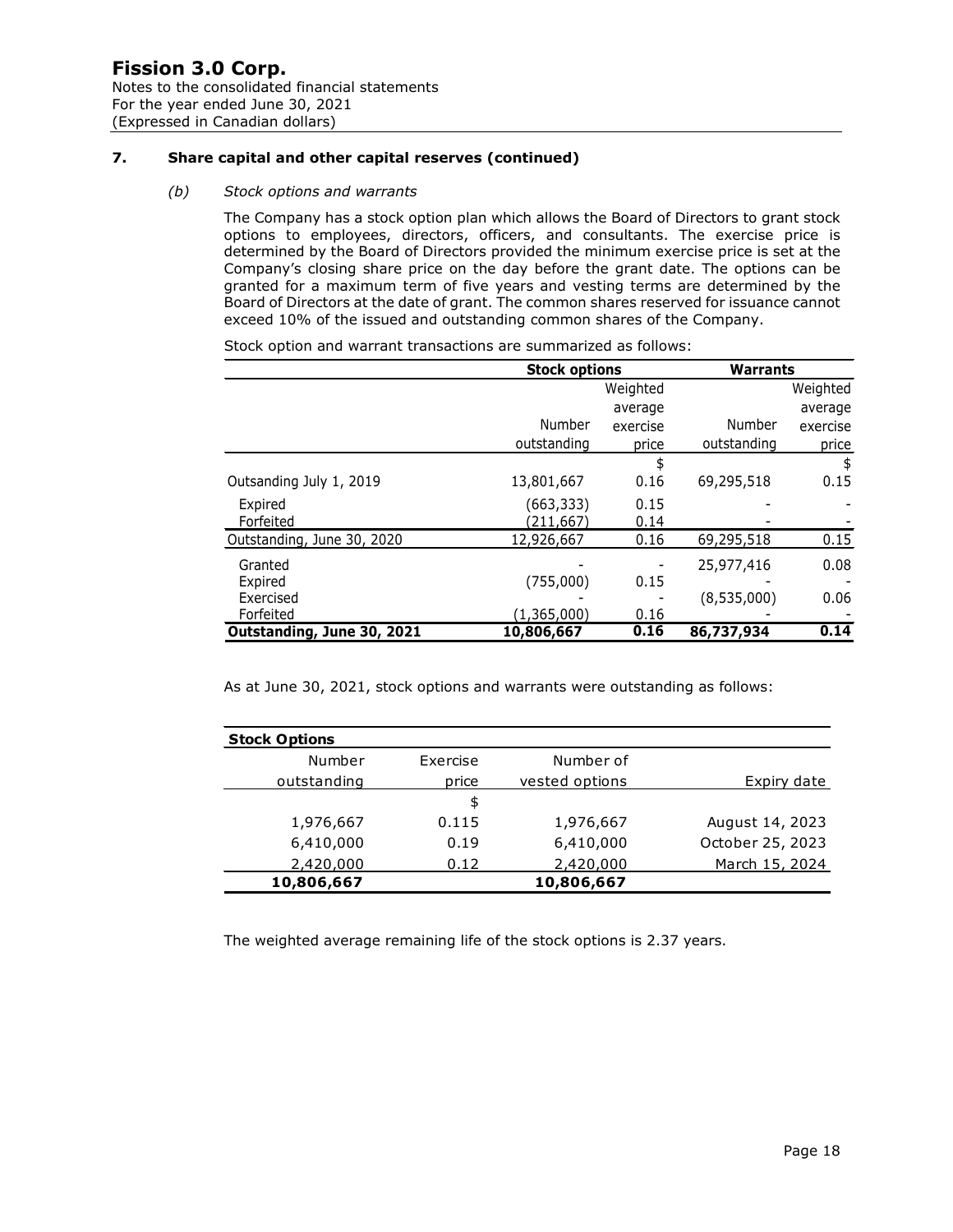# Fission 3.0 Corp.

Notes to the consolidated financial statements
For the year ended June 30, 2021
(Expressed in Canadian dollars)

## 7. Share capital and other capital reserves (continued)

### *(b) Stock options and warrants*

The Company has a stock option plan which allows the Board of Directors to grant stock options to employees, directors, officers, and consultants. The exercise price is determined by the Board of Directors provided the minimum exercise price is set at the Company's closing share price on the day before the grant date. The options can be granted for a maximum term of five years and vesting terms are determined by the Board of Directors at the date of grant. The common shares reserved for issuance cannot exceed 10% of the issued and outstanding common shares of the Company.

Stock option and warrant transactions are summarized as follows:

| | Stock options | | Warrants | |
|---|---|---|---|---|
| | Number outstanding | Weighted average exercise price | Number outstanding | Weighted average exercise price |
| | | $ | | $ |
| Outsanding July 1, 2019 | 13,801,667 | 0.16 | 69,295,518 | 0.15 |
| Expired | (663,333) | 0.15 | - | - |
| Forfeited | (211,667) | 0.14 | - | - |
| Outstanding, June 30, 2020 | 12,926,667 | 0.16 | 69,295,518 | 0.15 |
| Granted | - | - | 25,977,416 | 0.08 |
| Expired | (755,000) | 0.15 | - | - |
| Exercised | - | - | (8,535,000) | 0.06 |
| Forfeited | (1,365,000) | 0.16 | - | - |
| **Outstanding, June 30, 2021** | **10,806,667** | **0.16** | **86,737,934** | **0.14** |

As at June 30, 2021, stock options and warrants were outstanding as follows:

| **Stock Options** | | | |
|---|---|---|---|
| Number outstanding | Exercise price | Number of vested options | Expiry date |
| | $ | | |
| 1,976,667 | 0.115 | 1,976,667 | August 14, 2023 |
| 6,410,000 | 0.19 | 6,410,000 | October 25, 2023 |
| 2,420,000 | 0.12 | 2,420,000 | March 15, 2024 |
| **10,806,667** | | **10,806,667** | |

The weighted average remaining life of the stock options is 2.37 years.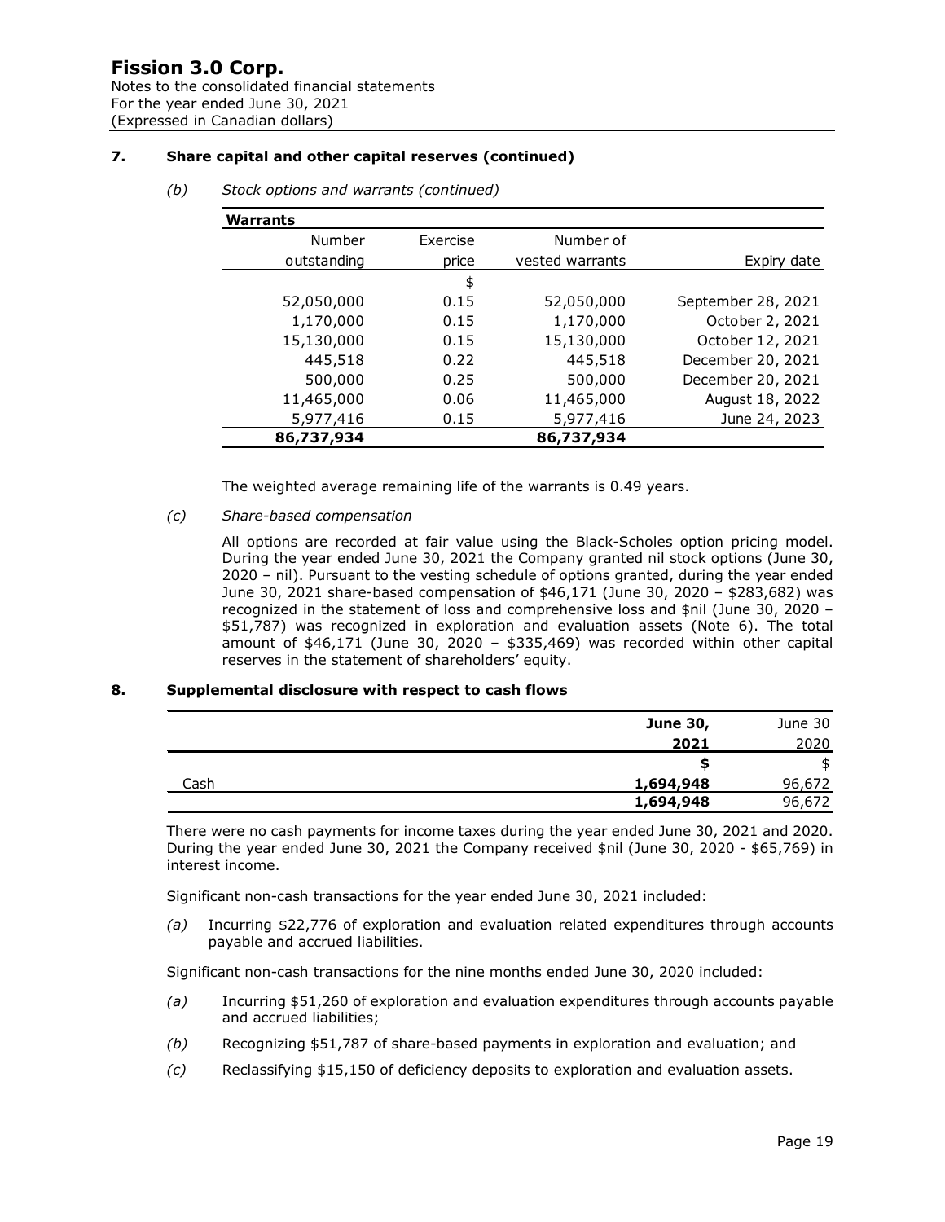## 7. Share capital and other capital reserves (continued)

*(b) Stock options and warrants (continued)*

**Warrants**

| Number outstanding | Exercise price | Number of vested warrants | Expiry date |
|---|---|---|---|
| | $ | | |
| 52,050,000 | 0.15 | 52,050,000 | September 28, 2021 |
| 1,170,000 | 0.15 | 1,170,000 | October 2, 2021 |
| 15,130,000 | 0.15 | 15,130,000 | October 12, 2021 |
| 445,518 | 0.22 | 445,518 | December 20, 2021 |
| 500,000 | 0.25 | 500,000 | December 20, 2021 |
| 11,465,000 | 0.06 | 11,465,000 | August 18, 2022 |
| 5,977,416 | 0.15 | 5,977,416 | June 24, 2023 |
| **86,737,934** | | **86,737,934** | |

The weighted average remaining life of the warrants is 0.49 years.

*(c) Share-based compensation*

All options are recorded at fair value using the Black-Scholes option pricing model. During the year ended June 30, 2021 the Company granted nil stock options (June 30, 2020 – nil). Pursuant to the vesting schedule of options granted, during the year ended June 30, 2021 share-based compensation of $46,171 (June 30, 2020 – $283,682) was recognized in the statement of loss and comprehensive loss and $nil (June 30, 2020 – $51,787) was recognized in exploration and evaluation assets (Note 6). The total amount of $46,171 (June 30, 2020 – $335,469) was recorded within other capital reserves in the statement of shareholders' equity.

## 8. Supplemental disclosure with respect to cash flows

| | **June 30, 2021** | June 30 2020 |
|---|---|---|
| | **$** | $ |
| Cash | **1,694,948** | 96,672 |
| | **1,694,948** | 96,672 |

There were no cash payments for income taxes during the year ended June 30, 2021 and 2020. During the year ended June 30, 2021 the Company received $nil (June 30, 2020 - $65,769) in interest income.

Significant non-cash transactions for the year ended June 30, 2021 included:

*(a)* Incurring $22,776 of exploration and evaluation related expenditures through accounts payable and accrued liabilities.

Significant non-cash transactions for the nine months ended June 30, 2020 included:

*(a)* Incurring $51,260 of exploration and evaluation expenditures through accounts payable and accrued liabilities;

*(b)* Recognizing $51,787 of share-based payments in exploration and evaluation; and

*(c)* Reclassifying $15,150 of deficiency deposits to exploration and evaluation assets.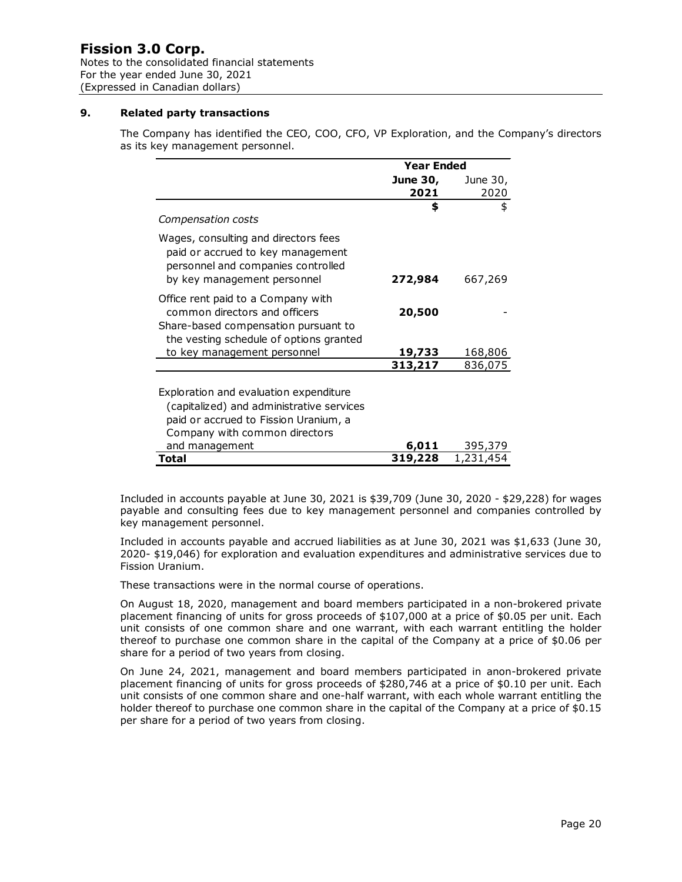## 9. Related party transactions

The Company has identified the CEO, COO, CFO, VP Exploration, and the Company's directors as its key management personnel.

| | Year Ended | |
|---|---|---|
| | **June 30, 2021** | June 30, 2020 |
| | **$** | $ |
| *Compensation costs* | | |
| Wages, consulting and directors fees paid or accrued to key management personnel and companies controlled by key management personnel | **272,984** | 667,269 |
| Office rent paid to a Company with common directors and officers | **20,500** | - |
| Share-based compensation pursuant to the vesting schedule of options granted to key management personnel | **19,733** | 168,806 |
| | **313,217** | 836,075 |
| Exploration and evaluation expenditure (capitalized) and administrative services paid or accrued to Fission Uranium, a Company with common directors and management | **6,011** | 395,379 |
| **Total** | **319,228** | 1,231,454 |

Included in accounts payable at June 30, 2021 is $39,709 (June 30, 2020 - $29,228) for wages payable and consulting fees due to key management personnel and companies controlled by key management personnel.

Included in accounts payable and accrued liabilities as at June 30, 2021 was $1,633 (June 30, 2020- $19,046) for exploration and evaluation expenditures and administrative services due to Fission Uranium.

These transactions were in the normal course of operations.

On August 18, 2020, management and board members participated in a non-brokered private placement financing of units for gross proceeds of $107,000 at a price of $0.05 per unit. Each unit consists of one common share and one warrant, with each warrant entitling the holder thereof to purchase one common share in the capital of the Company at a price of $0.06 per share for a period of two years from closing.

On June 24, 2021, management and board members participated in anon-brokered private placement financing of units for gross proceeds of $280,746 at a price of $0.10 per unit. Each unit consists of one common share and one-half warrant, with each whole warrant entitling the holder thereof to purchase one common share in the capital of the Company at a price of $0.15 per share for a period of two years from closing.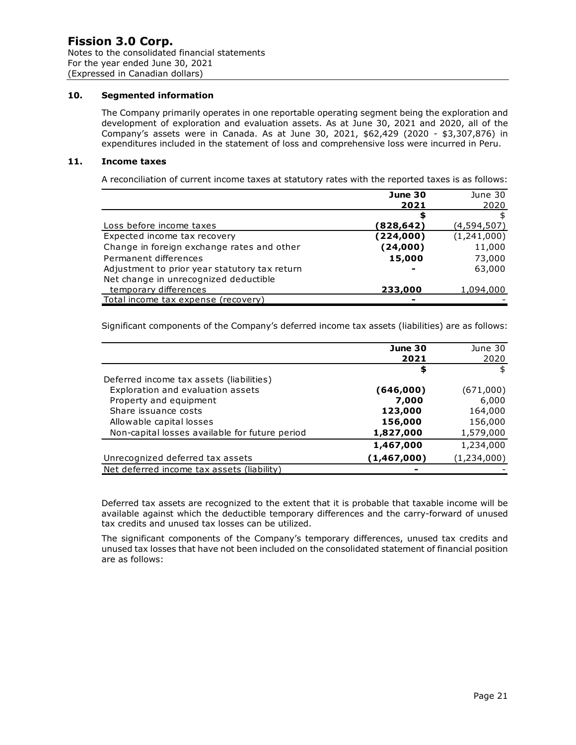## 10. Segmented information

The Company primarily operates in one reportable operating segment being the exploration and development of exploration and evaluation assets. As at June 30, 2021 and 2020, all of the Company's assets were in Canada. As at June 30, 2021, $62,429 (2020 - $3,307,876) in expenditures included in the statement of loss and comprehensive loss were incurred in Peru.

## 11. Income taxes

A reconciliation of current income taxes at statutory rates with the reported taxes is as follows:

| | **June 30 2021** | June 30 2020 |
|---|---|---|
| | **$** | $ |
| Loss before income taxes | **(828,642)** | (4,594,507) |
| Expected income tax recovery | **(224,000)** | (1,241,000) |
| Change in foreign exchange rates and other | **(24,000)** | 11,000 |
| Permanent differences | **15,000** | 73,000 |
| Adjustment to prior year statutory tax return | **-** | 63,000 |
| Net change in unrecognized deductible temporary differences | **233,000** | 1,094,000 |
| Total income tax expense (recovery) | **-** | - |

Significant components of the Company's deferred income tax assets (liabilities) are as follows:

| | **June 30 2021** | June 30 2020 |
|---|---|---|
| | **$** | $ |
| Deferred income tax assets (liabilities) | | |
| Exploration and evaluation assets | **(646,000)** | (671,000) |
| Property and equipment | **7,000** | 6,000 |
| Share issuance costs | **123,000** | 164,000 |
| Allowable capital losses | **156,000** | 156,000 |
| Non-capital losses available for future period | **1,827,000** | 1,579,000 |
| | **1,467,000** | 1,234,000 |
| Unrecognized deferred tax assets | **(1,467,000)** | (1,234,000) |
| Net deferred income tax assets (liability) | **-** | - |

Deferred tax assets are recognized to the extent that it is probable that taxable income will be available against which the deductible temporary differences and the carry-forward of unused tax credits and unused tax losses can be utilized.

The significant components of the Company's temporary differences, unused tax credits and unused tax losses that have not been included on the consolidated statement of financial position are as follows: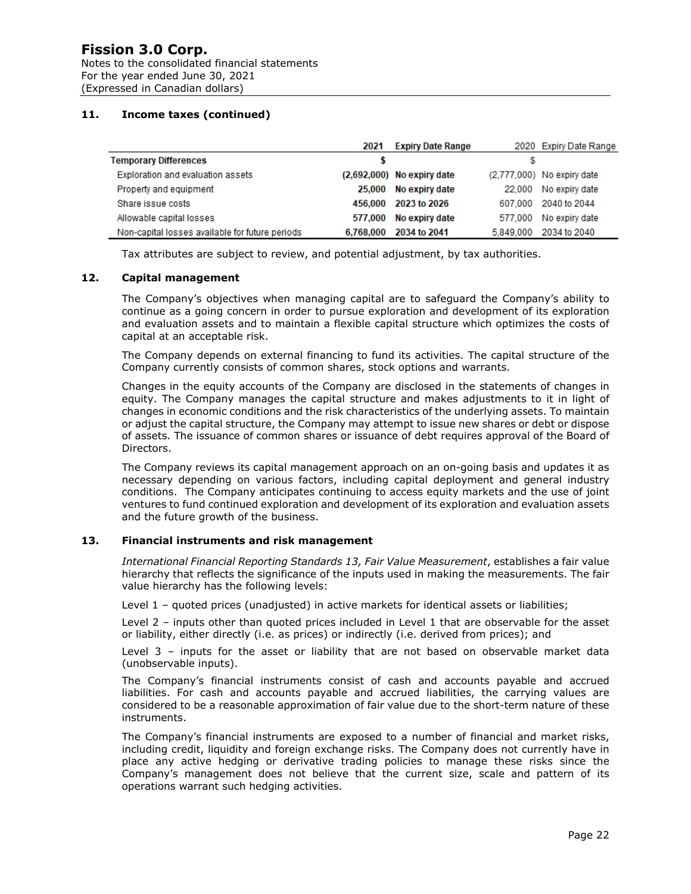## 11. Income taxes (continued)

| | 2021 | Expiry Date Range | 2020 | Expiry Date Range |
|---|---|---|---|---|
| **Temporary Differences** | **$** | | $ | |
| Exploration and evaluation assets | **(2,692,000)** | **No expiry date** | (2,777,000) | No expiry date |
| Property and equipment | **25,000** | **No expiry date** | 22,000 | No expiry date |
| Share issue costs | **456,000** | **2023 to 2026** | 607,000 | 2040 to 2044 |
| Allowable capital losses | **577,000** | **No expiry date** | 577,000 | No expiry date |
| Non-capital losses available for future periods | **6,768,000** | **2034 to 2041** | 5,849,000 | 2034 to 2040 |

Tax attributes are subject to review, and potential adjustment, by tax authorities.

## 12. Capital management

The Company's objectives when managing capital are to safeguard the Company's ability to continue as a going concern in order to pursue exploration and development of its exploration and evaluation assets and to maintain a flexible capital structure which optimizes the costs of capital at an acceptable risk.

The Company depends on external financing to fund its activities. The capital structure of the Company currently consists of common shares, stock options and warrants.

Changes in the equity accounts of the Company are disclosed in the statements of changes in equity. The Company manages the capital structure and makes adjustments to it in light of changes in economic conditions and the risk characteristics of the underlying assets. To maintain or adjust the capital structure, the Company may attempt to issue new shares or debt or dispose of assets. The issuance of common shares or issuance of debt requires approval of the Board of Directors.

The Company reviews its capital management approach on an on-going basis and updates it as necessary depending on various factors, including capital deployment and general industry conditions. The Company anticipates continuing to access equity markets and the use of joint ventures to fund continued exploration and development of its exploration and evaluation assets and the future growth of the business.

## 13. Financial instruments and risk management

*International Financial Reporting Standards 13, Fair Value Measurement*, establishes a fair value hierarchy that reflects the significance of the inputs used in making the measurements. The fair value hierarchy has the following levels:

Level 1 – quoted prices (unadjusted) in active markets for identical assets or liabilities;

Level 2 – inputs other than quoted prices included in Level 1 that are observable for the asset or liability, either directly (i.e. as prices) or indirectly (i.e. derived from prices); and

Level 3 – inputs for the asset or liability that are not based on observable market data (unobservable inputs).

The Company's financial instruments consist of cash and accounts payable and accrued liabilities. For cash and accounts payable and accrued liabilities, the carrying values are considered to be a reasonable approximation of fair value due to the short-term nature of these instruments.

The Company's financial instruments are exposed to a number of financial and market risks, including credit, liquidity and foreign exchange risks. The Company does not currently have in place any active hedging or derivative trading policies to manage these risks since the Company's management does not believe that the current size, scale and pattern of its operations warrant such hedging activities.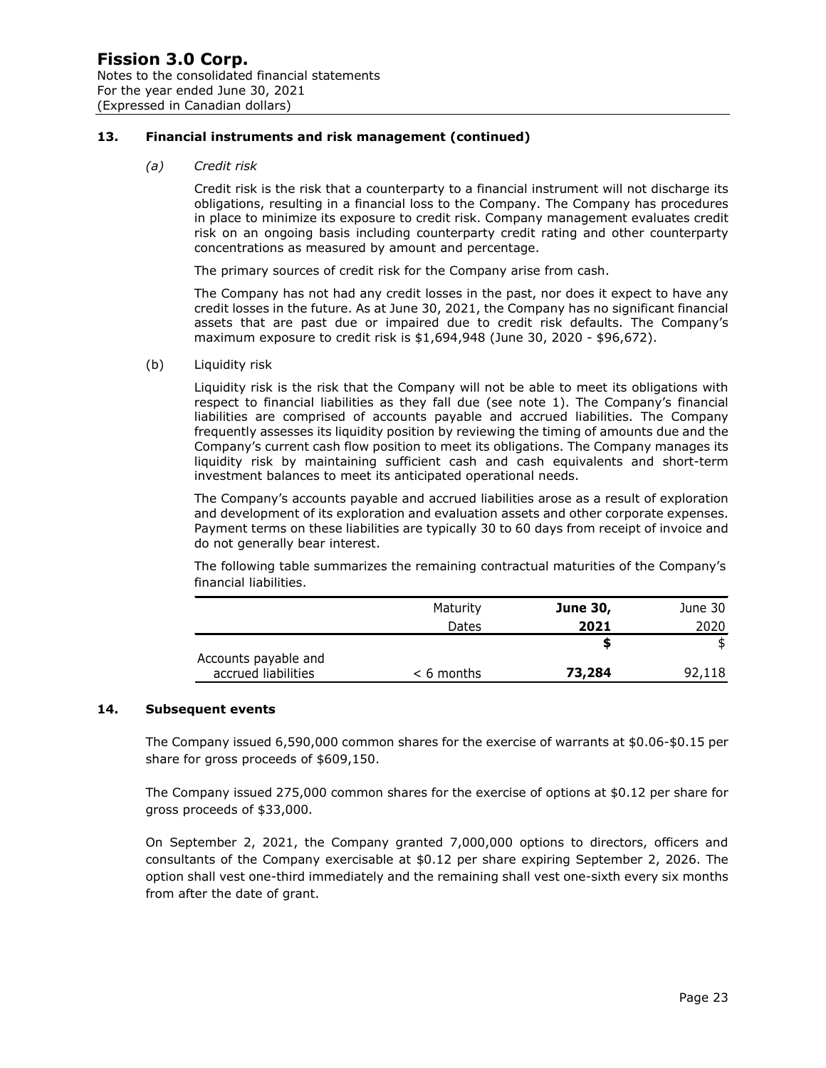## 13. Financial instruments and risk management (continued)

*(a) Credit risk*

Credit risk is the risk that a counterparty to a financial instrument will not discharge its obligations, resulting in a financial loss to the Company. The Company has procedures in place to minimize its exposure to credit risk. Company management evaluates credit risk on an ongoing basis including counterparty credit rating and other counterparty concentrations as measured by amount and percentage.

The primary sources of credit risk for the Company arise from cash.

The Company has not had any credit losses in the past, nor does it expect to have any credit losses in the future. As at June 30, 2021, the Company has no significant financial assets that are past due or impaired due to credit risk defaults. The Company's maximum exposure to credit risk is $1,694,948 (June 30, 2020 - $96,672).

(b) Liquidity risk

Liquidity risk is the risk that the Company will not be able to meet its obligations with respect to financial liabilities as they fall due (see note 1). The Company's financial liabilities are comprised of accounts payable and accrued liabilities. The Company frequently assesses its liquidity position by reviewing the timing of amounts due and the Company's current cash flow position to meet its obligations. The Company manages its liquidity risk by maintaining sufficient cash and cash equivalents and short-term investment balances to meet its anticipated operational needs.

The Company's accounts payable and accrued liabilities arose as a result of exploration and development of its exploration and evaluation assets and other corporate expenses. Payment terms on these liabilities are typically 30 to 60 days from receipt of invoice and do not generally bear interest.

The following table summarizes the remaining contractual maturities of the Company's financial liabilities.

| | Maturity Dates | **June 30, 2021** | June 30 2020 |
|---|---|---|---|
| | | **$** | $ |
| Accounts payable and accrued liabilities | < 6 months | **73,284** | 92,118 |

## 14. Subsequent events

The Company issued 6,590,000 common shares for the exercise of warrants at $0.06-$0.15 per share for gross proceeds of $609,150.

The Company issued 275,000 common shares for the exercise of options at $0.12 per share for gross proceeds of $33,000.

On September 2, 2021, the Company granted 7,000,000 options to directors, officers and consultants of the Company exercisable at $0.12 per share expiring September 2, 2026. The option shall vest one-third immediately and the remaining shall vest one-sixth every six months from after the date of grant.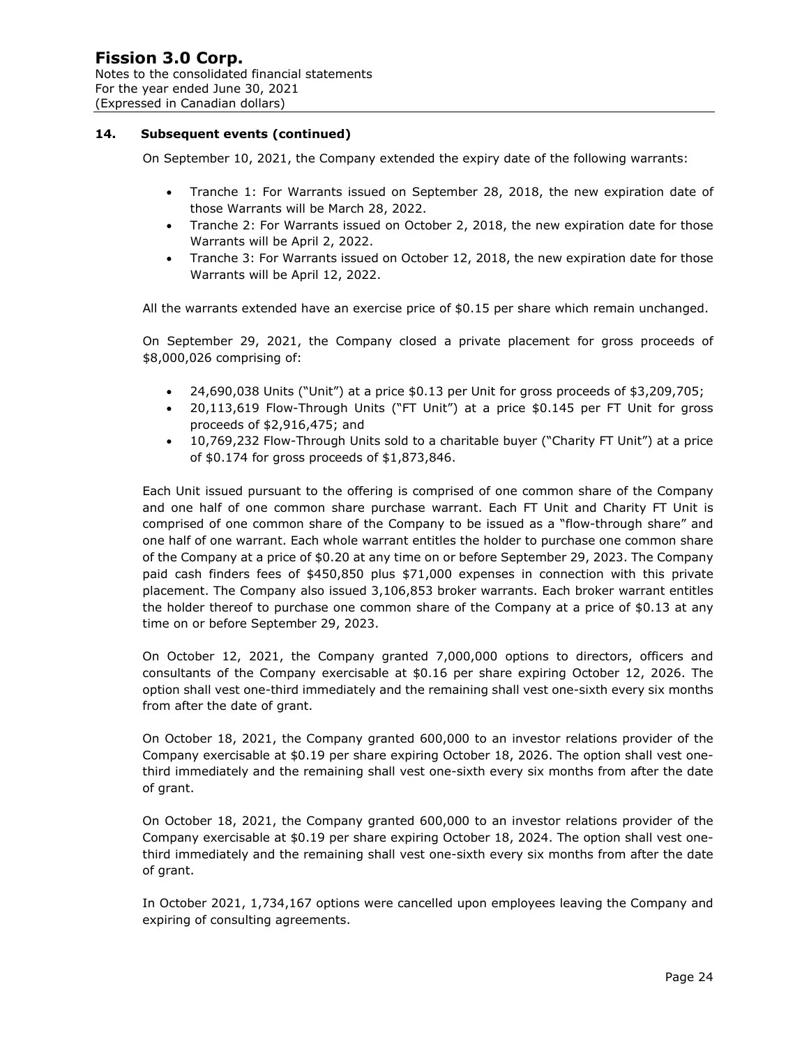## 14. Subsequent events (continued)

On September 10, 2021, the Company extended the expiry date of the following warrants:

- Tranche 1: For Warrants issued on September 28, 2018, the new expiration date of those Warrants will be March 28, 2022.
- Tranche 2: For Warrants issued on October 2, 2018, the new expiration date for those Warrants will be April 2, 2022.
- Tranche 3: For Warrants issued on October 12, 2018, the new expiration date for those Warrants will be April 12, 2022.

All the warrants extended have an exercise price of $0.15 per share which remain unchanged.

On September 29, 2021, the Company closed a private placement for gross proceeds of $8,000,026 comprising of:

- 24,690,038 Units ("Unit") at a price $0.13 per Unit for gross proceeds of $3,209,705;
- 20,113,619 Flow-Through Units ("FT Unit") at a price $0.145 per FT Unit for gross proceeds of $2,916,475; and
- 10,769,232 Flow-Through Units sold to a charitable buyer ("Charity FT Unit") at a price of $0.174 for gross proceeds of $1,873,846.

Each Unit issued pursuant to the offering is comprised of one common share of the Company and one half of one common share purchase warrant. Each FT Unit and Charity FT Unit is comprised of one common share of the Company to be issued as a "flow-through share" and one half of one warrant. Each whole warrant entitles the holder to purchase one common share of the Company at a price of $0.20 at any time on or before September 29, 2023. The Company paid cash finders fees of $450,850 plus $71,000 expenses in connection with this private placement. The Company also issued 3,106,853 broker warrants. Each broker warrant entitles the holder thereof to purchase one common share of the Company at a price of $0.13 at any time on or before September 29, 2023.

On October 12, 2021, the Company granted 7,000,000 options to directors, officers and consultants of the Company exercisable at $0.16 per share expiring October 12, 2026. The option shall vest one-third immediately and the remaining shall vest one-sixth every six months from after the date of grant.

On October 18, 2021, the Company granted 600,000 to an investor relations provider of the Company exercisable at $0.19 per share expiring October 18, 2026. The option shall vest one-third immediately and the remaining shall vest one-sixth every six months from after the date of grant.

On October 18, 2021, the Company granted 600,000 to an investor relations provider of the Company exercisable at $0.19 per share expiring October 18, 2024. The option shall vest one-third immediately and the remaining shall vest one-sixth every six months from after the date of grant.

In October 2021, 1,734,167 options were cancelled upon employees leaving the Company and expiring of consulting agreements.